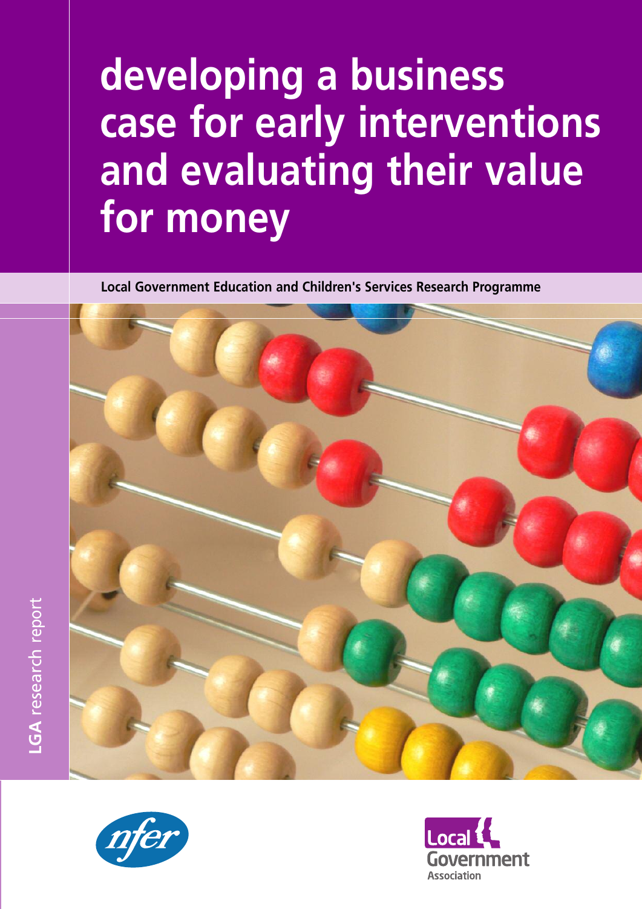# developing a business case for early interventions and evaluating their value for money

**Local Government Education and Children's Services Research Programme**

**LGA** research report

nfer

Local Government Association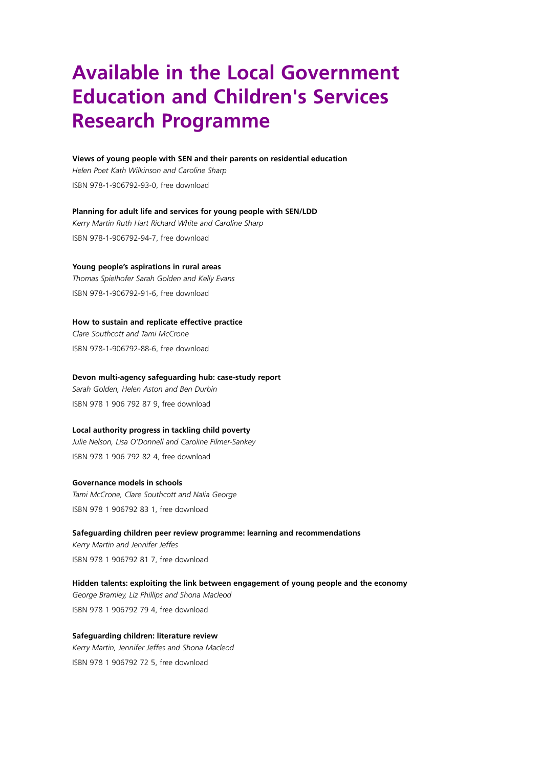# Available in the Local Government Education and Children's Services Research Programme

**Views of young people with SEN and their parents on residential education**
*Helen Poet Kath Wilkinson and Caroline Sharp*
ISBN 978-1-906792-93-0, free download

**Planning for adult life and services for young people with SEN/LDD**
*Kerry Martin Ruth Hart Richard White and Caroline Sharp*
ISBN 978-1-906792-94-7, free download

**Young people's aspirations in rural areas**
*Thomas Spielhofer Sarah Golden and Kelly Evans*
ISBN 978-1-906792-91-6, free download

**How to sustain and replicate effective practice**
*Clare Southcott and Tami McCrone*
ISBN 978-1-906792-88-6, free download

**Devon multi-agency safeguarding hub: case-study report**
*Sarah Golden, Helen Aston and Ben Durbin*
ISBN 978 1 906 792 87 9, free download

**Local authority progress in tackling child poverty**
*Julie Nelson, Lisa O'Donnell and Caroline Filmer-Sankey*
ISBN 978 1 906 792 82 4, free download

**Governance models in schools**
*Tami McCrone, Clare Southcott and Nalia George*
ISBN 978 1 906792 83 1, free download

**Safeguarding children peer review programme: learning and recommendations**
*Kerry Martin and Jennifer Jeffes*
ISBN 978 1 906792 81 7, free download

**Hidden talents: exploiting the link between engagement of young people and the economy**
*George Bramley, Liz Phillips and Shona Macleod*
ISBN 978 1 906792 79 4, free download

**Safeguarding children: literature review**
*Kerry Martin, Jennifer Jeffes and Shona Macleod*
ISBN 978 1 906792 72 5, free download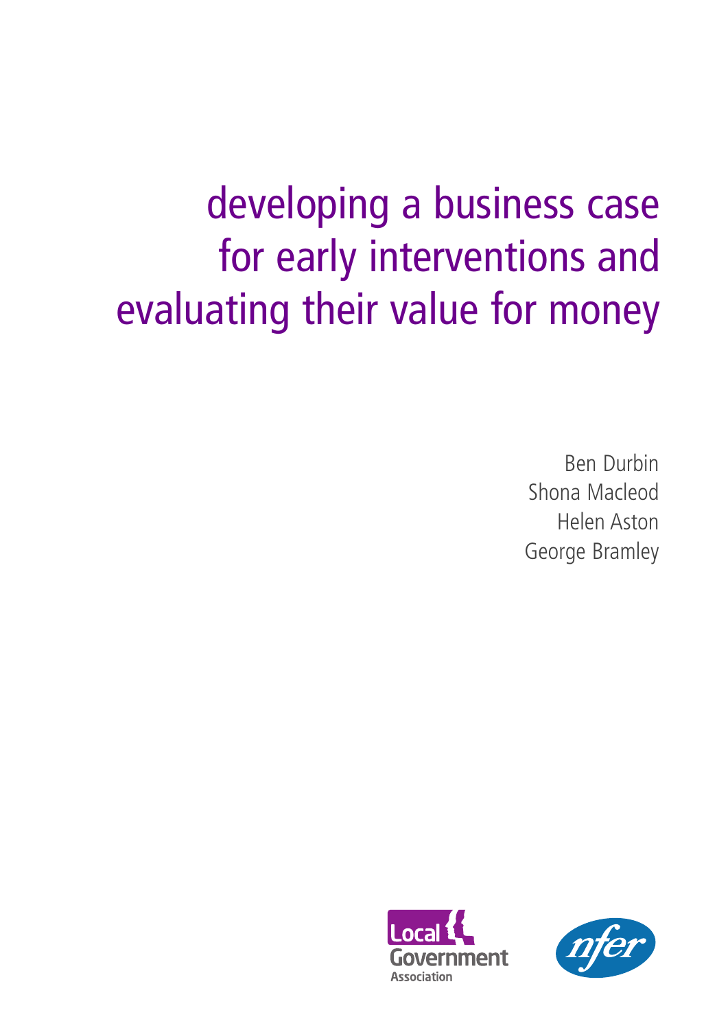# developing a business case for early interventions and evaluating their value for money

Ben Durbin
Shona Macleod
Helen Aston
George Bramley

Local Government Association

nfer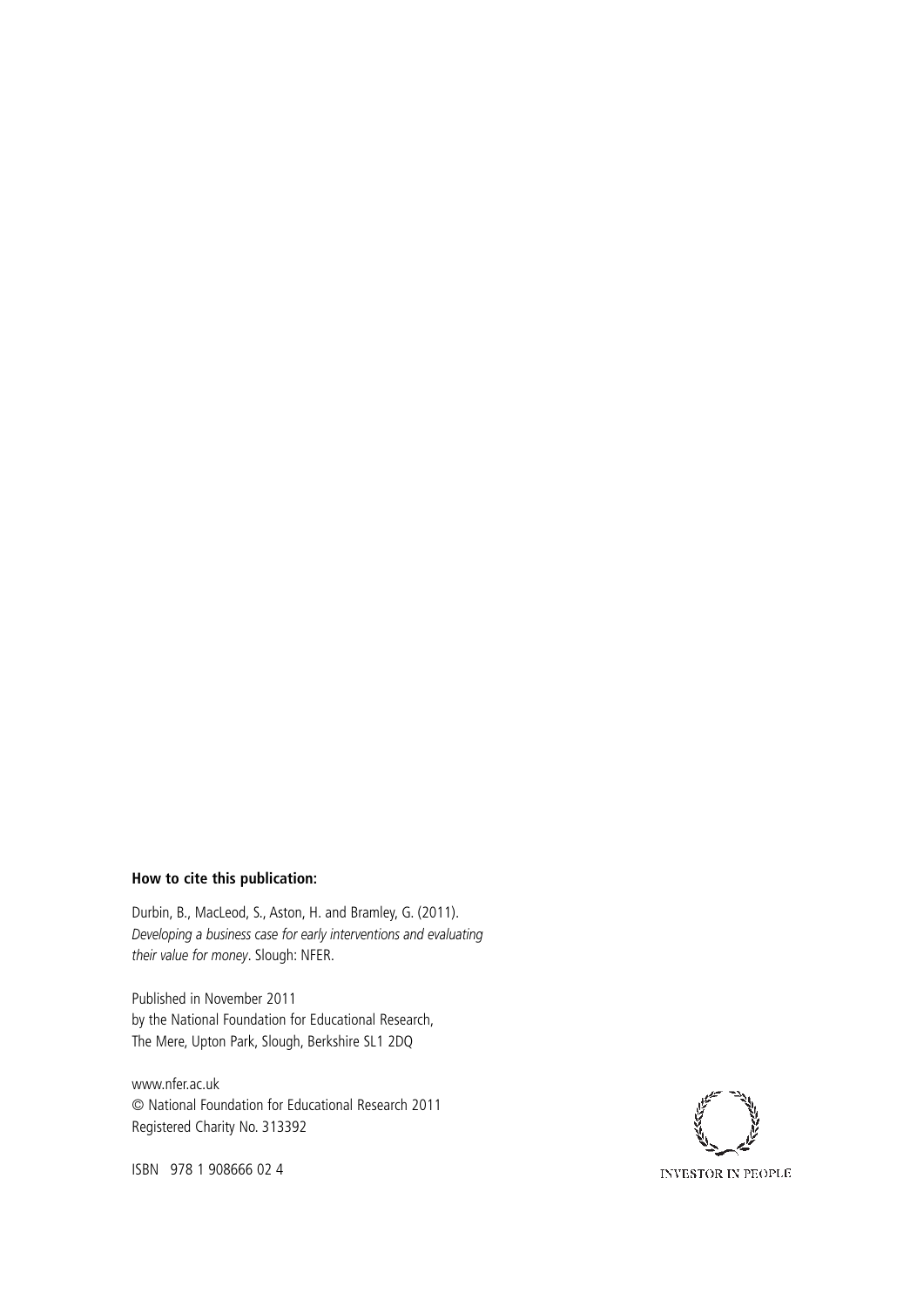**How to cite this publication:**

Durbin, B., MacLeod, S., Aston, H. and Bramley, G. (2011). *Developing a business case for early interventions and evaluating their value for money*. Slough: NFER.

Published in November 2011
by the National Foundation for Educational Research,
The Mere, Upton Park, Slough, Berkshire SL1 2DQ

www.nfer.ac.uk
© National Foundation for Educational Research 2011
Registered Charity No. 313392

ISBN 978 1 908666 02 4

INVESTOR IN PEOPLE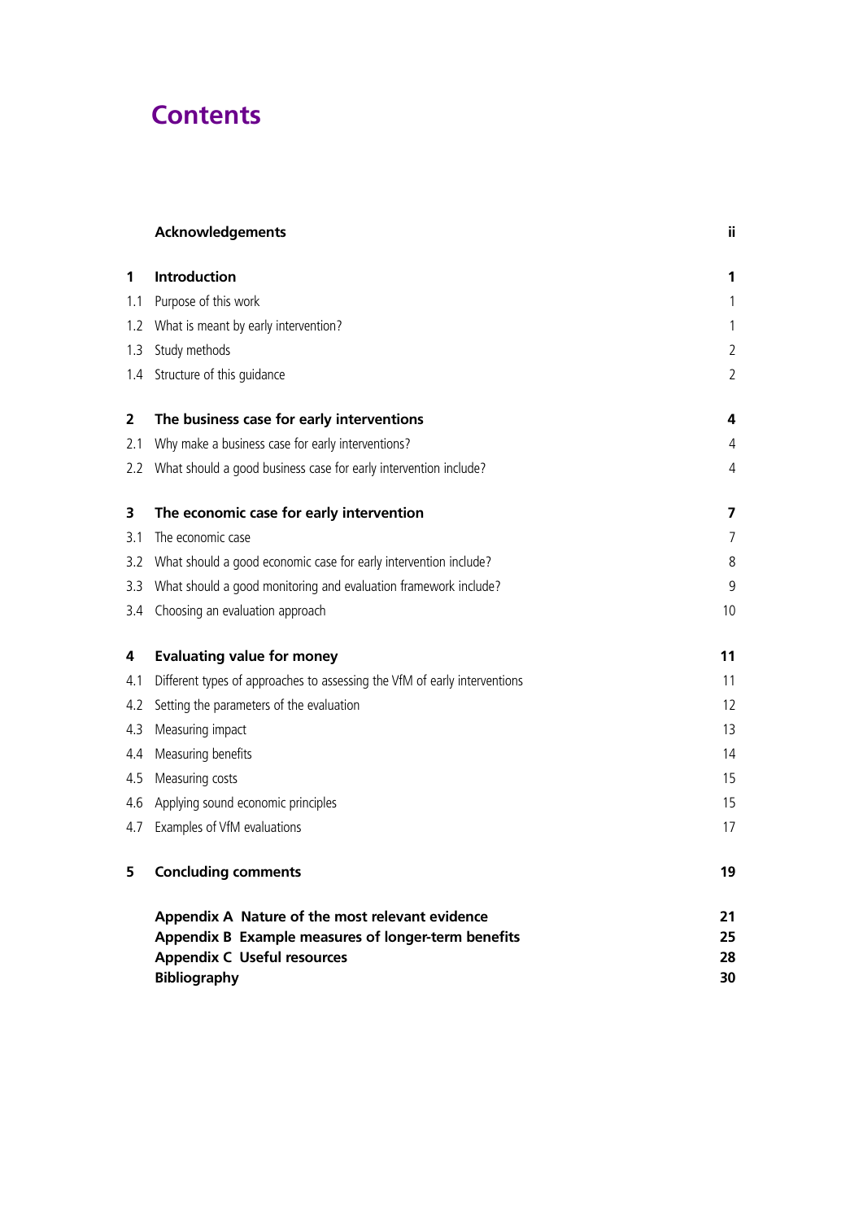# Contents

| | | |
|---|---|---|
| | **Acknowledgements** | **ii** |
| **1** | **Introduction** | **1** |
| 1.1 | Purpose of this work | 1 |
| 1.2 | What is meant by early intervention? | 1 |
| 1.3 | Study methods | 2 |
| 1.4 | Structure of this guidance | 2 |
| **2** | **The business case for early interventions** | **4** |
| 2.1 | Why make a business case for early interventions? | 4 |
| 2.2 | What should a good business case for early intervention include? | 4 |
| **3** | **The economic case for early intervention** | **7** |
| 3.1 | The economic case | 7 |
| 3.2 | What should a good economic case for early intervention include? | 8 |
| 3.3 | What should a good monitoring and evaluation framework include? | 9 |
| 3.4 | Choosing an evaluation approach | 10 |
| **4** | **Evaluating value for money** | **11** |
| 4.1 | Different types of approaches to assessing the VfM of early interventions | 11 |
| 4.2 | Setting the parameters of the evaluation | 12 |
| 4.3 | Measuring impact | 13 |
| 4.4 | Measuring benefits | 14 |
| 4.5 | Measuring costs | 15 |
| 4.6 | Applying sound economic principles | 15 |
| 4.7 | Examples of VfM evaluations | 17 |
| **5** | **Concluding comments** | **19** |
| | **Appendix A Nature of the most relevant evidence** | **21** |
| | **Appendix B Example measures of longer-term benefits** | **25** |
| | **Appendix C Useful resources** | **28** |
| | **Bibliography** | **30** |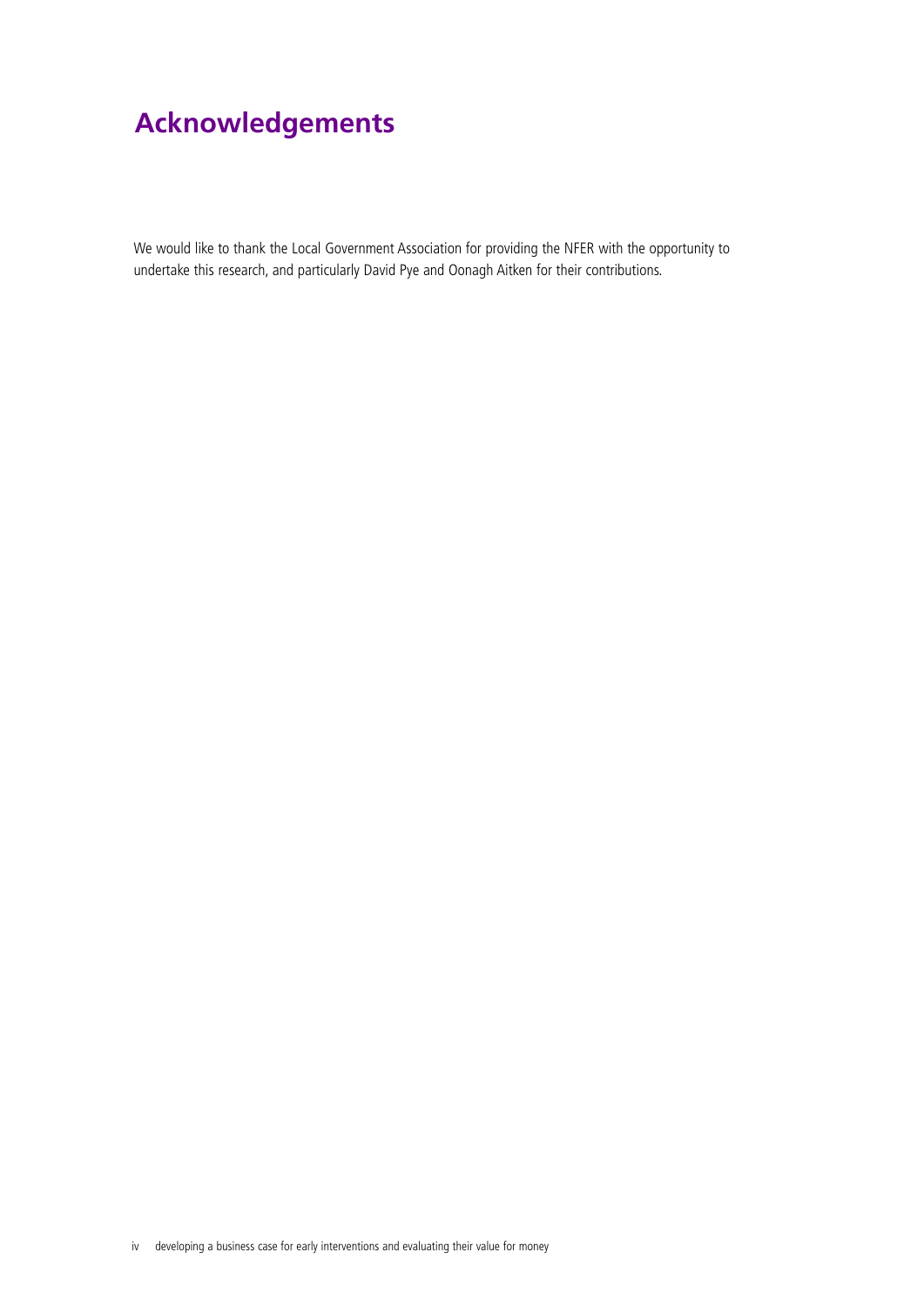# Acknowledgements

We would like to thank the Local Government Association for providing the NFER with the opportunity to undertake this research, and particularly David Pye and Oonagh Aitken for their contributions.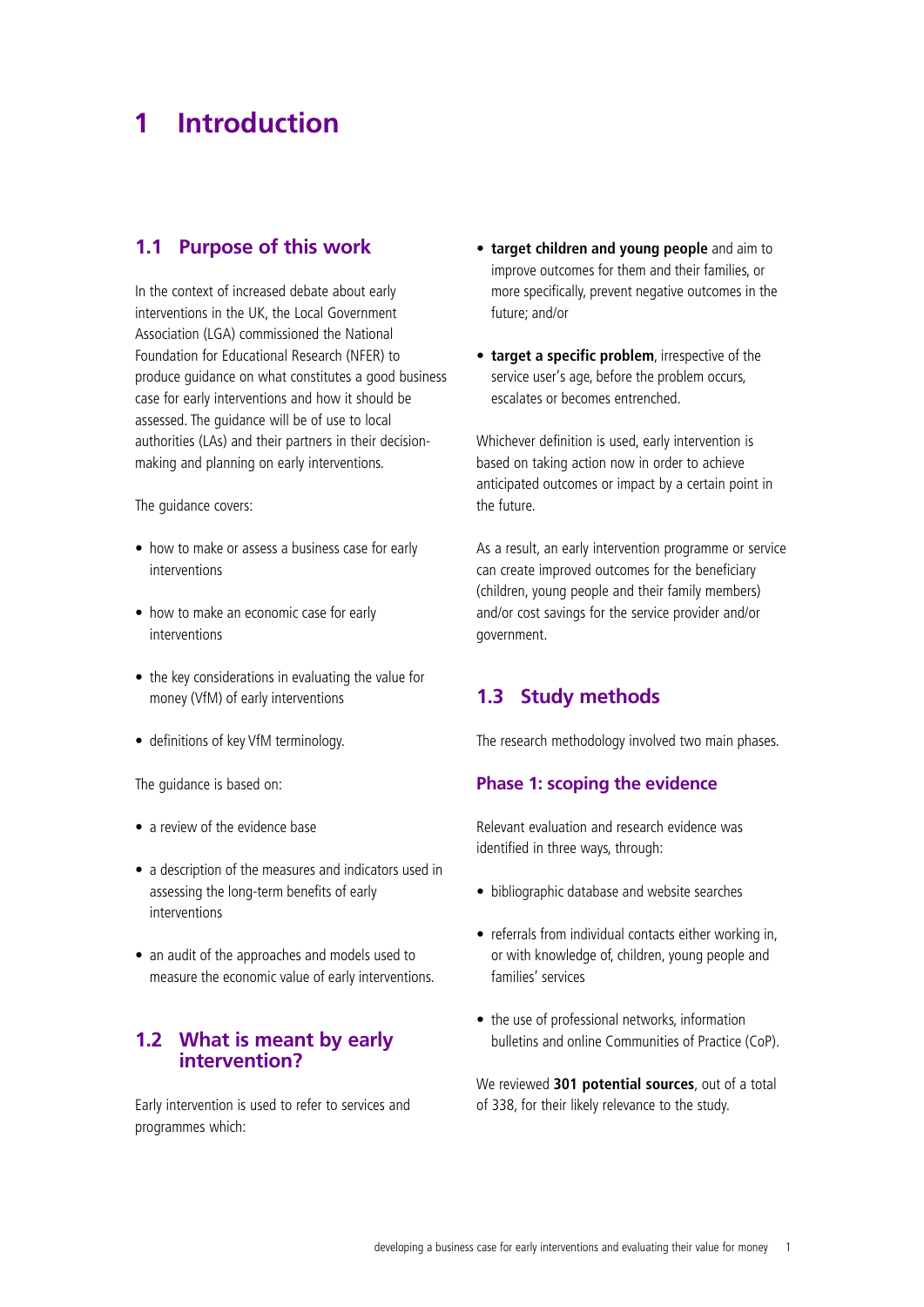# 1 Introduction

## 1.1 Purpose of this work

In the context of increased debate about early interventions in the UK, the Local Government Association (LGA) commissioned the National Foundation for Educational Research (NFER) to produce guidance on what constitutes a good business case for early interventions and how it should be assessed. The guidance will be of use to local authorities (LAs) and their partners in their decision-making and planning on early interventions.

The guidance covers:

- how to make or assess a business case for early interventions
- how to make an economic case for early interventions
- the key considerations in evaluating the value for money (VfM) of early interventions
- definitions of key VfM terminology.

The guidance is based on:

- a review of the evidence base
- a description of the measures and indicators used in assessing the long-term benefits of early interventions
- an audit of the approaches and models used to measure the economic value of early interventions.

## 1.2 What is meant by early intervention?

Early intervention is used to refer to services and programmes which:

- **target children and young people** and aim to improve outcomes for them and their families, or more specifically, prevent negative outcomes in the future; and/or
- **target a specific problem**, irrespective of the service user's age, before the problem occurs, escalates or becomes entrenched.

Whichever definition is used, early intervention is based on taking action now in order to achieve anticipated outcomes or impact by a certain point in the future.

As a result, an early intervention programme or service can create improved outcomes for the beneficiary (children, young people and their family members) and/or cost savings for the service provider and/or government.

## 1.3 Study methods

The research methodology involved two main phases.

### Phase 1: scoping the evidence

Relevant evaluation and research evidence was identified in three ways, through:

- bibliographic database and website searches
- referrals from individual contacts either working in, or with knowledge of, children, young people and families' services
- the use of professional networks, information bulletins and online Communities of Practice (CoP).

We reviewed **301 potential sources**, out of a total of 338, for their likely relevance to the study.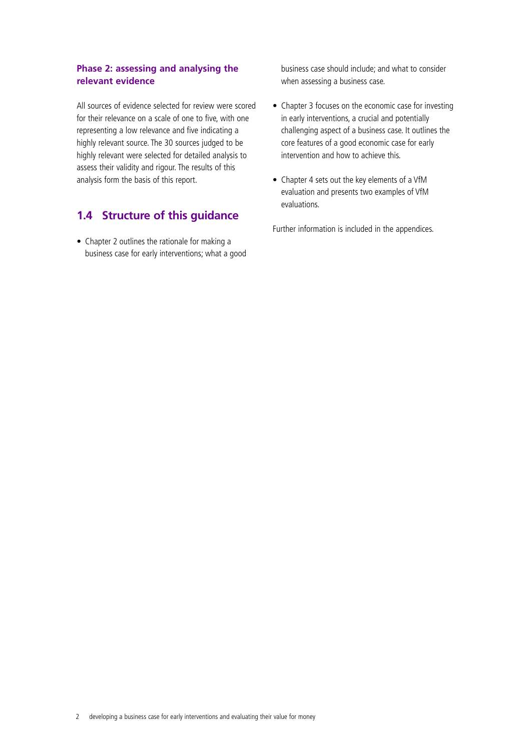### Phase 2: assessing and analysing the relevant evidence

All sources of evidence selected for review were scored for their relevance on a scale of one to five, with one representing a low relevance and five indicating a highly relevant source. The 30 sources judged to be highly relevant were selected for detailed analysis to assess their validity and rigour. The results of this analysis form the basis of this report.

## 1.4 Structure of this guidance

- Chapter 2 outlines the rationale for making a business case for early interventions; what a good business case should include; and what to consider when assessing a business case.
- Chapter 3 focuses on the economic case for investing in early interventions, a crucial and potentially challenging aspect of a business case. It outlines the core features of a good economic case for early intervention and how to achieve this.
- Chapter 4 sets out the key elements of a VfM evaluation and presents two examples of VfM evaluations.

Further information is included in the appendices.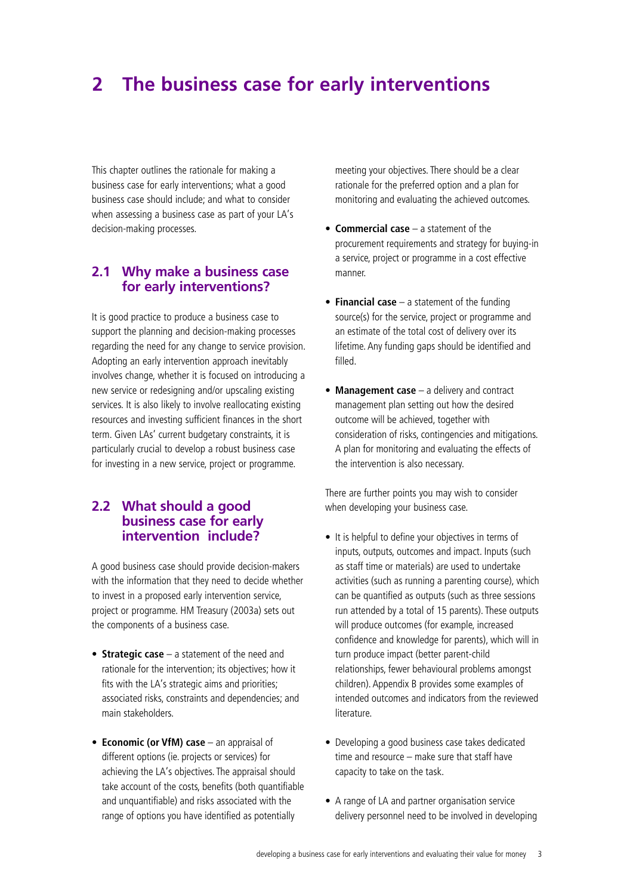# 2 The business case for early interventions

This chapter outlines the rationale for making a business case for early interventions; what a good business case should include; and what to consider when assessing a business case as part of your LA's decision-making processes.

## 2.1 Why make a business case for early interventions?

It is good practice to produce a business case to support the planning and decision-making processes regarding the need for any change to service provision. Adopting an early intervention approach inevitably involves change, whether it is focused on introducing a new service or redesigning and/or upscaling existing services. It is also likely to involve reallocating existing resources and investing sufficient finances in the short term. Given LAs' current budgetary constraints, it is particularly crucial to develop a robust business case for investing in a new service, project or programme.

## 2.2 What should a good business case for early intervention include?

A good business case should provide decision-makers with the information that they need to decide whether to invest in a proposed early intervention service, project or programme. HM Treasury (2003a) sets out the components of a business case.

- **Strategic case** – a statement of the need and rationale for the intervention; its objectives; how it fits with the LA's strategic aims and priorities; associated risks, constraints and dependencies; and main stakeholders.
- **Economic (or VfM) case** – an appraisal of different options (ie. projects or services) for achieving the LA's objectives. The appraisal should take account of the costs, benefits (both quantifiable and unquantifiable) and risks associated with the range of options you have identified as potentially meeting your objectives. There should be a clear rationale for the preferred option and a plan for monitoring and evaluating the achieved outcomes.
- **Commercial case** – a statement of the procurement requirements and strategy for buying-in a service, project or programme in a cost effective manner.
- **Financial case** – a statement of the funding source(s) for the service, project or programme and an estimate of the total cost of delivery over its lifetime. Any funding gaps should be identified and filled.
- **Management case** – a delivery and contract management plan setting out how the desired outcome will be achieved, together with consideration of risks, contingencies and mitigations. A plan for monitoring and evaluating the effects of the intervention is also necessary.

There are further points you may wish to consider when developing your business case.

- It is helpful to define your objectives in terms of inputs, outputs, outcomes and impact. Inputs (such as staff time or materials) are used to undertake activities (such as running a parenting course), which can be quantified as outputs (such as three sessions run attended by a total of 15 parents). These outputs will produce outcomes (for example, increased confidence and knowledge for parents), which will in turn produce impact (better parent-child relationships, fewer behavioural problems amongst children). Appendix B provides some examples of intended outcomes and indicators from the reviewed literature.
- Developing a good business case takes dedicated time and resource – make sure that staff have capacity to take on the task.
- A range of LA and partner organisation service delivery personnel need to be involved in developing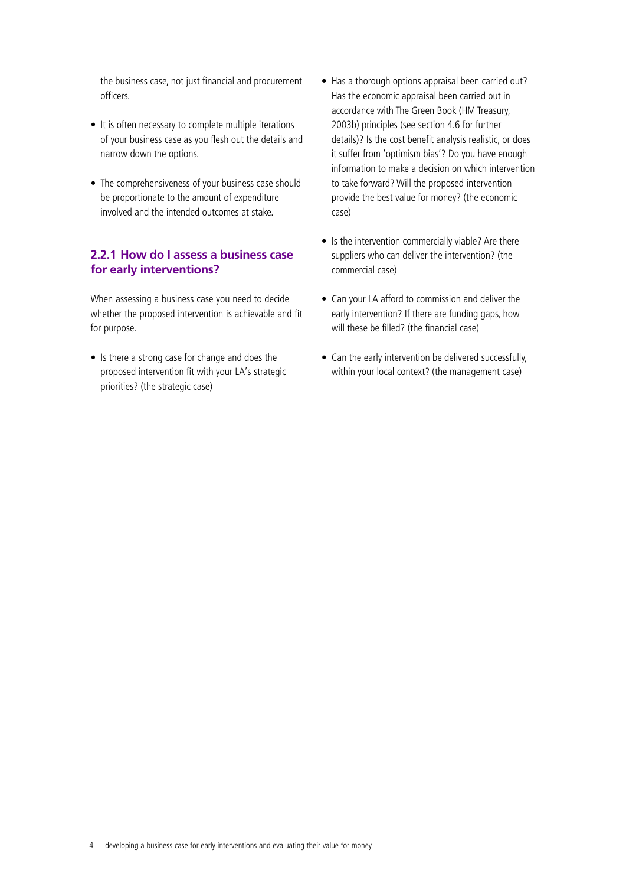the business case, not just financial and procurement officers.

- It is often necessary to complete multiple iterations of your business case as you flesh out the details and narrow down the options.
- The comprehensiveness of your business case should be proportionate to the amount of expenditure involved and the intended outcomes at stake.

### 2.2.1 How do I assess a business case for early interventions?

When assessing a business case you need to decide whether the proposed intervention is achievable and fit for purpose.

- Is there a strong case for change and does the proposed intervention fit with your LA's strategic priorities? (the strategic case)
- Has a thorough options appraisal been carried out? Has the economic appraisal been carried out in accordance with The Green Book (HM Treasury, 2003b) principles (see section 4.6 for further details)? Is the cost benefit analysis realistic, or does it suffer from 'optimism bias'? Do you have enough information to make a decision on which intervention to take forward? Will the proposed intervention provide the best value for money? (the economic case)
- Is the intervention commercially viable? Are there suppliers who can deliver the intervention? (the commercial case)
- Can your LA afford to commission and deliver the early intervention? If there are funding gaps, how will these be filled? (the financial case)
- Can the early intervention be delivered successfully, within your local context? (the management case)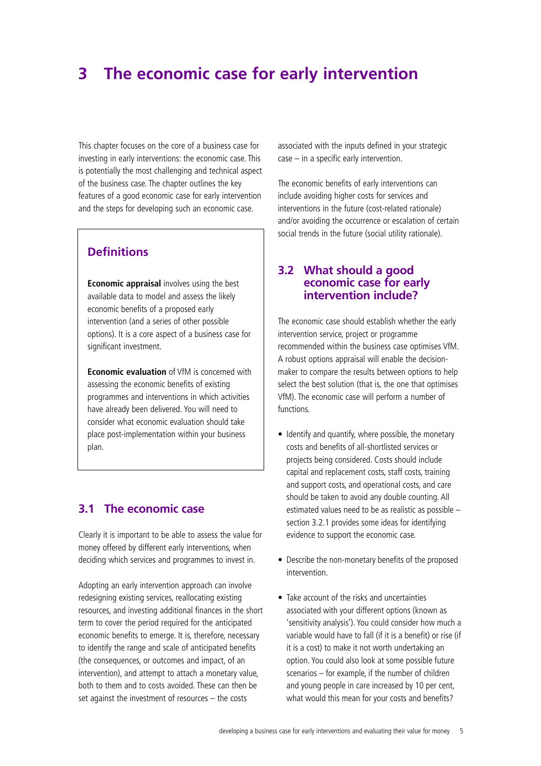# 3 The economic case for early intervention

This chapter focuses on the core of a business case for investing in early interventions: the economic case. This is potentially the most challenging and technical aspect of the business case. The chapter outlines the key features of a good economic case for early intervention and the steps for developing such an economic case.

## Definitions

**Economic appraisal** involves using the best available data to model and assess the likely economic benefits of a proposed early intervention (and a series of other possible options). It is a core aspect of a business case for significant investment.

**Economic evaluation** of VfM is concerned with assessing the economic benefits of existing programmes and interventions in which activities have already been delivered. You will need to consider what economic evaluation should take place post-implementation within your business plan.

## 3.1 The economic case

Clearly it is important to be able to assess the value for money offered by different early interventions, when deciding which services and programmes to invest in.

Adopting an early intervention approach can involve redesigning existing services, reallocating existing resources, and investing additional finances in the short term to cover the period required for the anticipated economic benefits to emerge. It is, therefore, necessary to identify the range and scale of anticipated benefits (the consequences, or outcomes and impact, of an intervention), and attempt to attach a monetary value, both to them and to costs avoided. These can then be set against the investment of resources – the costs associated with the inputs defined in your strategic case – in a specific early intervention.

The economic benefits of early interventions can include avoiding higher costs for services and interventions in the future (cost-related rationale) and/or avoiding the occurrence or escalation of certain social trends in the future (social utility rationale).

## 3.2 What should a good economic case for early intervention include?

The economic case should establish whether the early intervention service, project or programme recommended within the business case optimises VfM. A robust options appraisal will enable the decision-maker to compare the results between options to help select the best solution (that is, the one that optimises VfM). The economic case will perform a number of functions.

- Identify and quantify, where possible, the monetary costs and benefits of all-shortlisted services or projects being considered. Costs should include capital and replacement costs, staff costs, training and support costs, and operational costs, and care should be taken to avoid any double counting. All estimated values need to be as realistic as possible – section 3.2.1 provides some ideas for identifying evidence to support the economic case.

- Describe the non-monetary benefits of the proposed intervention.

- Take account of the risks and uncertainties associated with your different options (known as 'sensitivity analysis'). You could consider how much a variable would have to fall (if it is a benefit) or rise (if it is a cost) to make it not worth undertaking an option. You could also look at some possible future scenarios – for example, if the number of children and young people in care increased by 10 per cent, what would this mean for your costs and benefits?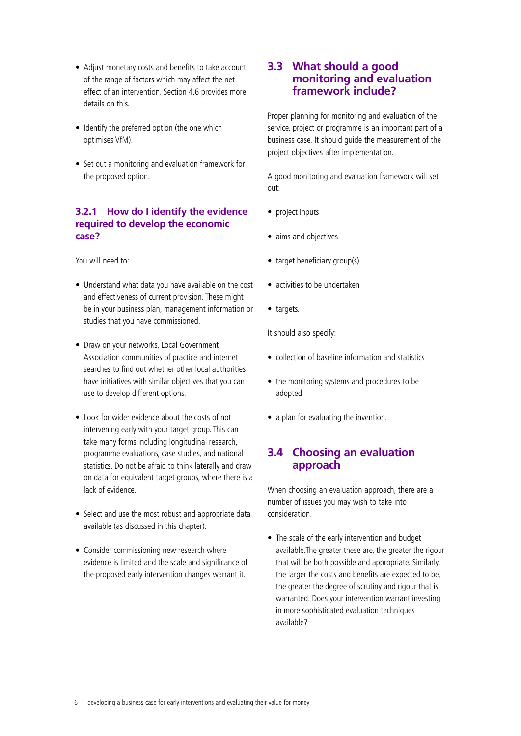- Adjust monetary costs and benefits to take account of the range of factors which may affect the net effect of an intervention. Section 4.6 provides more details on this.
- Identify the preferred option (the one which optimises VfM).
- Set out a monitoring and evaluation framework for the proposed option.

### 3.2.1 How do I identify the evidence required to develop the economic case?

You will need to:

- Understand what data you have available on the cost and effectiveness of current provision. These might be in your business plan, management information or studies that you have commissioned.
- Draw on your networks, Local Government Association communities of practice and internet searches to find out whether other local authorities have initiatives with similar objectives that you can use to develop different options.
- Look for wider evidence about the costs of not intervening early with your target group. This can take many forms including longitudinal research, programme evaluations, case studies, and national statistics. Do not be afraid to think laterally and draw on data for equivalent target groups, where there is a lack of evidence.
- Select and use the most robust and appropriate data available (as discussed in this chapter).
- Consider commissioning new research where evidence is limited and the scale and significance of the proposed early intervention changes warrant it.

## 3.3 What should a good monitoring and evaluation framework include?

Proper planning for monitoring and evaluation of the service, project or programme is an important part of a business case. It should guide the measurement of the project objectives after implementation.

A good monitoring and evaluation framework will set out:

- project inputs
- aims and objectives
- target beneficiary group(s)
- activities to be undertaken
- targets.

It should also specify:

- collection of baseline information and statistics
- the monitoring systems and procedures to be adopted
- a plan for evaluating the invention.

## 3.4 Choosing an evaluation approach

When choosing an evaluation approach, there are a number of issues you may wish to take into consideration.

- The scale of the early intervention and budget available.The greater these are, the greater the rigour that will be both possible and appropriate. Similarly, the larger the costs and benefits are expected to be, the greater the degree of scrutiny and rigour that is warranted. Does your intervention warrant investing in more sophisticated evaluation techniques available?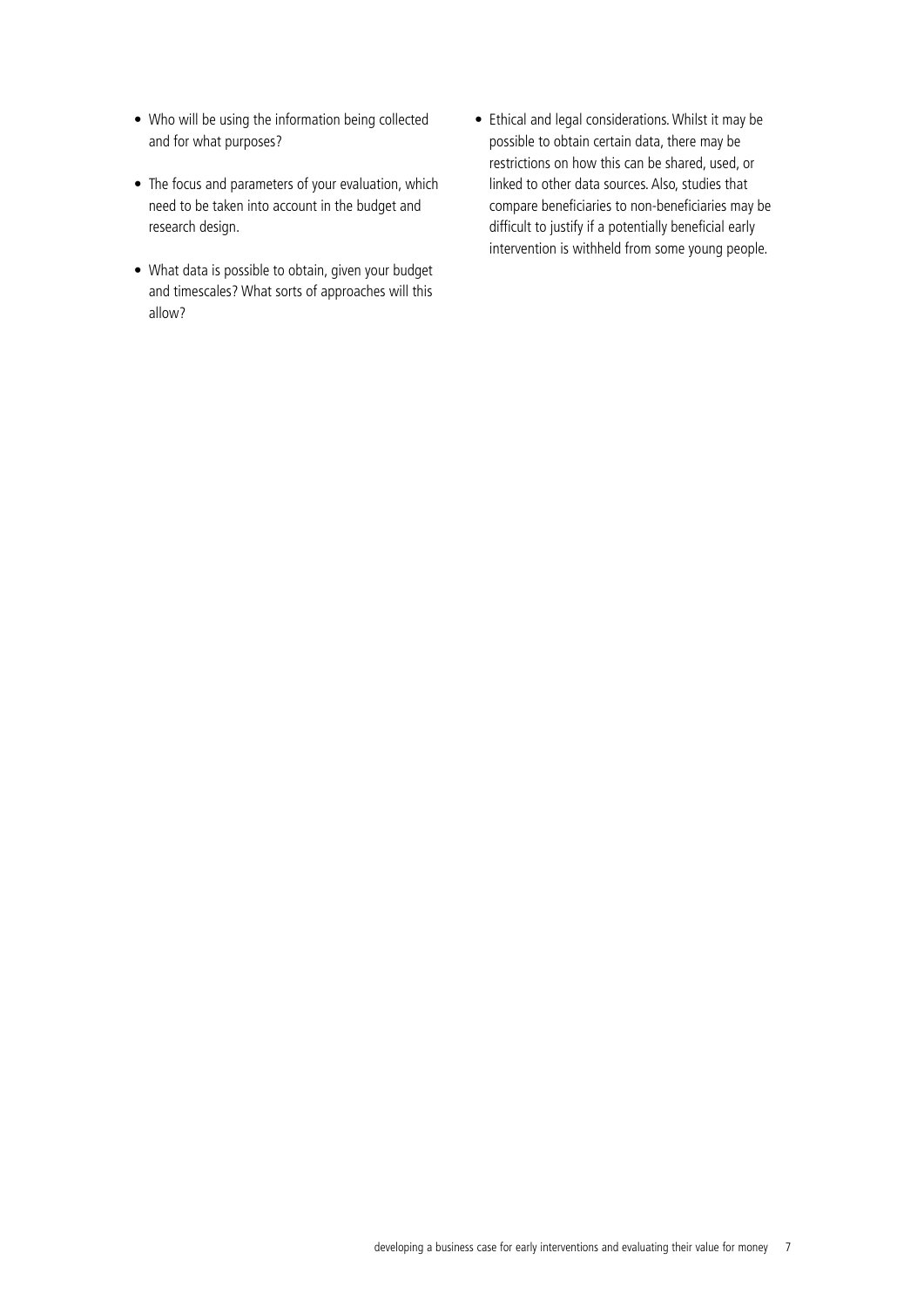- Who will be using the information being collected and for what purposes?
- The focus and parameters of your evaluation, which need to be taken into account in the budget and research design.
- What data is possible to obtain, given your budget and timescales? What sorts of approaches will this allow?
- Ethical and legal considerations. Whilst it may be possible to obtain certain data, there may be restrictions on how this can be shared, used, or linked to other data sources. Also, studies that compare beneficiaries to non-beneficiaries may be difficult to justify if a potentially beneficial early intervention is withheld from some young people.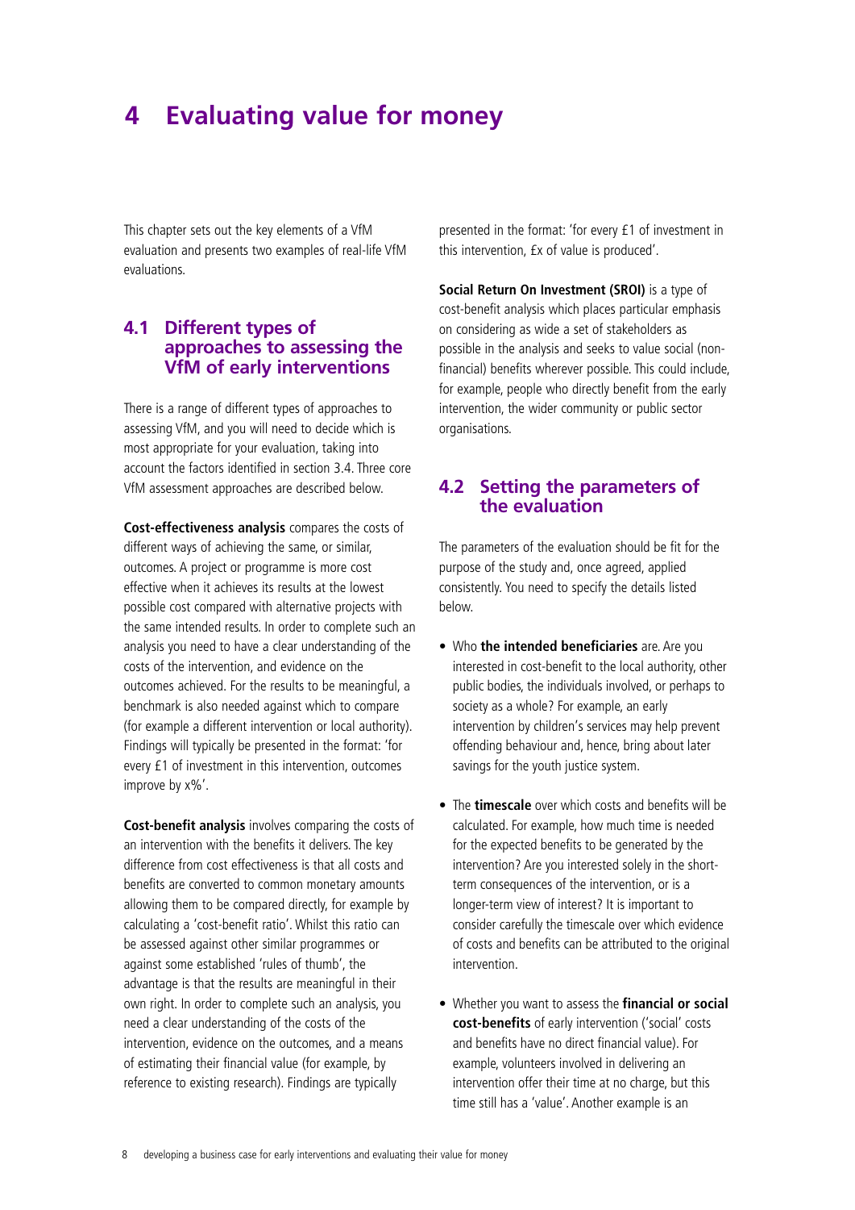# 4 Evaluating value for money

This chapter sets out the key elements of a VfM evaluation and presents two examples of real-life VfM evaluations.

## 4.1 Different types of approaches to assessing the VfM of early interventions

There is a range of different types of approaches to assessing VfM, and you will need to decide which is most appropriate for your evaluation, taking into account the factors identified in section 3.4. Three core VfM assessment approaches are described below.

**Cost-effectiveness analysis** compares the costs of different ways of achieving the same, or similar, outcomes. A project or programme is more cost effective when it achieves its results at the lowest possible cost compared with alternative projects with the same intended results. In order to complete such an analysis you need to have a clear understanding of the costs of the intervention, and evidence on the outcomes achieved. For the results to be meaningful, a benchmark is also needed against which to compare (for example a different intervention or local authority). Findings will typically be presented in the format: 'for every £1 of investment in this intervention, outcomes improve by x%'.

**Cost-benefit analysis** involves comparing the costs of an intervention with the benefits it delivers. The key difference from cost effectiveness is that all costs and benefits are converted to common monetary amounts allowing them to be compared directly, for example by calculating a 'cost-benefit ratio'. Whilst this ratio can be assessed against other similar programmes or against some established 'rules of thumb', the advantage is that the results are meaningful in their own right. In order to complete such an analysis, you need a clear understanding of the costs of the intervention, evidence on the outcomes, and a means of estimating their financial value (for example, by reference to existing research). Findings are typically presented in the format: 'for every £1 of investment in this intervention, £x of value is produced'.

**Social Return On Investment (SROI)** is a type of cost-benefit analysis which places particular emphasis on considering as wide a set of stakeholders as possible in the analysis and seeks to value social (non-financial) benefits wherever possible. This could include, for example, people who directly benefit from the early intervention, the wider community or public sector organisations.

## 4.2 Setting the parameters of the evaluation

The parameters of the evaluation should be fit for the purpose of the study and, once agreed, applied consistently. You need to specify the details listed below.

- Who **the intended beneficiaries** are. Are you interested in cost-benefit to the local authority, other public bodies, the individuals involved, or perhaps to society as a whole? For example, an early intervention by children's services may help prevent offending behaviour and, hence, bring about later savings for the youth justice system.
- The **timescale** over which costs and benefits will be calculated. For example, how much time is needed for the expected benefits to be generated by the intervention? Are you interested solely in the short-term consequences of the intervention, or is a longer-term view of interest? It is important to consider carefully the timescale over which evidence of costs and benefits can be attributed to the original intervention.
- Whether you want to assess the **financial or social cost-benefits** of early intervention ('social' costs and benefits have no direct financial value). For example, volunteers involved in delivering an intervention offer their time at no charge, but this time still has a 'value'. Another example is an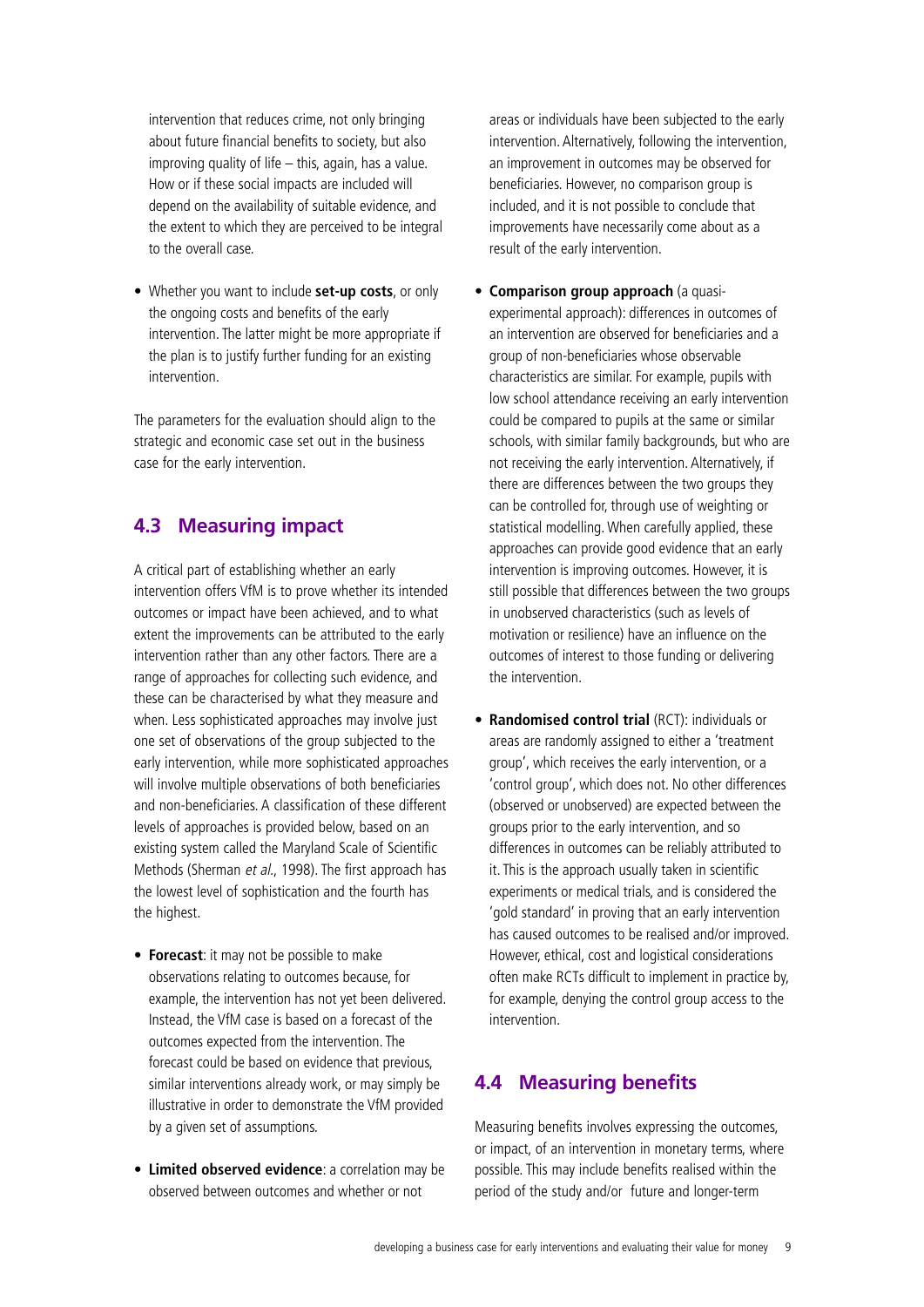intervention that reduces crime, not only bringing about future financial benefits to society, but also improving quality of life – this, again, has a value. How or if these social impacts are included will depend on the availability of suitable evidence, and the extent to which they are perceived to be integral to the overall case.

- Whether you want to include **set-up costs**, or only the ongoing costs and benefits of the early intervention. The latter might be more appropriate if the plan is to justify further funding for an existing intervention.

The parameters for the evaluation should align to the strategic and economic case set out in the business case for the early intervention.

## 4.3 Measuring impact

A critical part of establishing whether an early intervention offers VfM is to prove whether its intended outcomes or impact have been achieved, and to what extent the improvements can be attributed to the early intervention rather than any other factors. There are a range of approaches for collecting such evidence, and these can be characterised by what they measure and when. Less sophisticated approaches may involve just one set of observations of the group subjected to the early intervention, while more sophisticated approaches will involve multiple observations of both beneficiaries and non-beneficiaries. A classification of these different levels of approaches is provided below, based on an existing system called the Maryland Scale of Scientific Methods (Sherman *et al.*, 1998). The first approach has the lowest level of sophistication and the fourth has the highest.

- **Forecast**: it may not be possible to make observations relating to outcomes because, for example, the intervention has not yet been delivered. Instead, the VfM case is based on a forecast of the outcomes expected from the intervention. The forecast could be based on evidence that previous, similar interventions already work, or may simply be illustrative in order to demonstrate the VfM provided by a given set of assumptions.

- **Limited observed evidence**: a correlation may be observed between outcomes and whether or not areas or individuals have been subjected to the early intervention. Alternatively, following the intervention, an improvement in outcomes may be observed for beneficiaries. However, no comparison group is included, and it is not possible to conclude that improvements have necessarily come about as a result of the early intervention.

- **Comparison group approach** (a quasi-experimental approach): differences in outcomes of an intervention are observed for beneficiaries and a group of non-beneficiaries whose observable characteristics are similar. For example, pupils with low school attendance receiving an early intervention could be compared to pupils at the same or similar schools, with similar family backgrounds, but who are not receiving the early intervention. Alternatively, if there are differences between the two groups they can be controlled for, through use of weighting or statistical modelling. When carefully applied, these approaches can provide good evidence that an early intervention is improving outcomes. However, it is still possible that differences between the two groups in unobserved characteristics (such as levels of motivation or resilience) have an influence on the outcomes of interest to those funding or delivering the intervention.

- **Randomised control trial** (RCT): individuals or areas are randomly assigned to either a 'treatment group', which receives the early intervention, or a 'control group', which does not. No other differences (observed or unobserved) are expected between the groups prior to the early intervention, and so differences in outcomes can be reliably attributed to it. This is the approach usually taken in scientific experiments or medical trials, and is considered the 'gold standard' in proving that an early intervention has caused outcomes to be realised and/or improved. However, ethical, cost and logistical considerations often make RCTs difficult to implement in practice by, for example, denying the control group access to the intervention.

## 4.4 Measuring benefits

Measuring benefits involves expressing the outcomes, or impact, of an intervention in monetary terms, where possible. This may include benefits realised within the period of the study and/or future and longer-term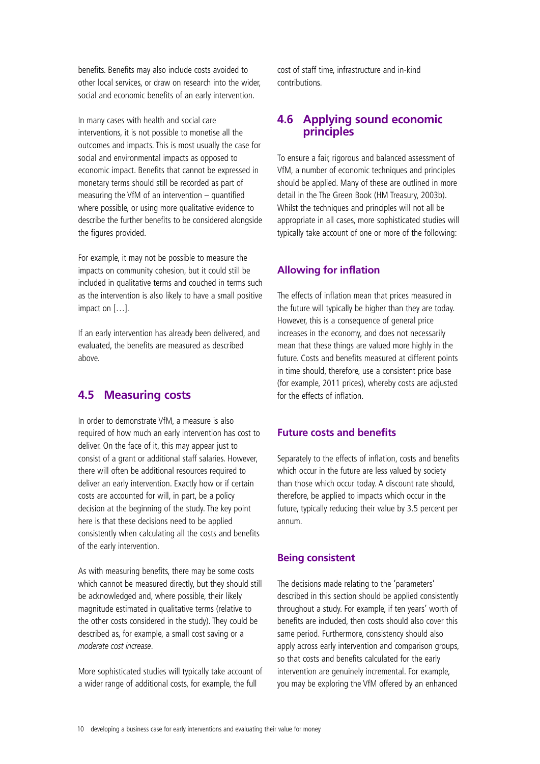benefits. Benefits may also include costs avoided to other local services, or draw on research into the wider, social and economic benefits of an early intervention.

In many cases with health and social care interventions, it is not possible to monetise all the outcomes and impacts. This is most usually the case for social and environmental impacts as opposed to economic impact. Benefits that cannot be expressed in monetary terms should still be recorded as part of measuring the VfM of an intervention – quantified where possible, or using more qualitative evidence to describe the further benefits to be considered alongside the figures provided.

For example, it may not be possible to measure the impacts on community cohesion, but it could still be included in qualitative terms and couched in terms such as the intervention is also likely to have a small positive impact on […].

If an early intervention has already been delivered, and evaluated, the benefits are measured as described above.

## 4.5 Measuring costs

In order to demonstrate VfM, a measure is also required of how much an early intervention has cost to deliver. On the face of it, this may appear just to consist of a grant or additional staff salaries. However, there will often be additional resources required to deliver an early intervention. Exactly how or if certain costs are accounted for will, in part, be a policy decision at the beginning of the study. The key point here is that these decisions need to be applied consistently when calculating all the costs and benefits of the early intervention.

As with measuring benefits, there may be some costs which cannot be measured directly, but they should still be acknowledged and, where possible, their likely magnitude estimated in qualitative terms (relative to the other costs considered in the study). They could be described as, for example, a small cost saving or a *moderate cost increase*.

More sophisticated studies will typically take account of a wider range of additional costs, for example, the full cost of staff time, infrastructure and in-kind contributions.

## 4.6 Applying sound economic principles

To ensure a fair, rigorous and balanced assessment of VfM, a number of economic techniques and principles should be applied. Many of these are outlined in more detail in the The Green Book (HM Treasury, 2003b). Whilst the techniques and principles will not all be appropriate in all cases, more sophisticated studies will typically take account of one or more of the following:

### Allowing for inflation

The effects of inflation mean that prices measured in the future will typically be higher than they are today. However, this is a consequence of general price increases in the economy, and does not necessarily mean that these things are valued more highly in the future. Costs and benefits measured at different points in time should, therefore, use a consistent price base (for example, 2011 prices), whereby costs are adjusted for the effects of inflation.

### Future costs and benefits

Separately to the effects of inflation, costs and benefits which occur in the future are less valued by society than those which occur today. A discount rate should, therefore, be applied to impacts which occur in the future, typically reducing their value by 3.5 percent per annum.

### Being consistent

The decisions made relating to the 'parameters' described in this section should be applied consistently throughout a study. For example, if ten years' worth of benefits are included, then costs should also cover this same period. Furthermore, consistency should also apply across early intervention and comparison groups, so that costs and benefits calculated for the early intervention are genuinely incremental. For example, you may be exploring the VfM offered by an enhanced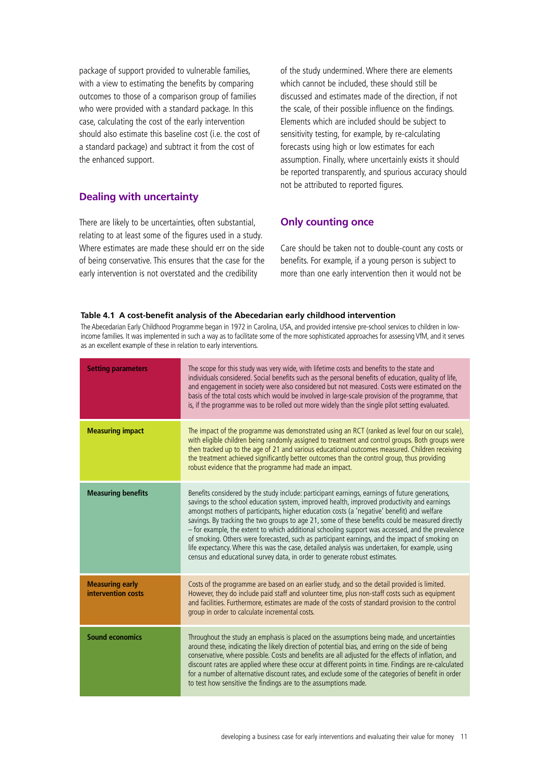package of support provided to vulnerable families, with a view to estimating the benefits by comparing outcomes to those of a comparison group of families who were provided with a standard package. In this case, calculating the cost of the early intervention should also estimate this baseline cost (i.e. the cost of a standard package) and subtract it from the cost of the enhanced support.

## Dealing with uncertainty

There are likely to be uncertainties, often substantial, relating to at least some of the figures used in a study. Where estimates are made these should err on the side of being conservative. This ensures that the case for the early intervention is not overstated and the credibility of the study undermined. Where there are elements which cannot be included, these should still be discussed and estimates made of the direction, if not the scale, of their possible influence on the findings. Elements which are included should be subject to sensitivity testing, for example, by re-calculating forecasts using high or low estimates for each assumption. Finally, where uncertainly exists it should be reported transparently, and spurious accuracy should not be attributed to reported figures.

## Only counting once

Care should be taken not to double-count any costs or benefits. For example, if a young person is subject to more than one early intervention then it would not be

**Table 4.1 A cost-benefit analysis of the Abecedarian early childhood intervention**

The Abecedarian Early Childhood Programme began in 1972 in Carolina, USA, and provided intensive pre-school services to children in low-income families. It was implemented in such a way as to facilitate some of the more sophisticated approaches for assessing VfM, and it serves as an excellent example of these in relation to early interventions.

| | |
|---|---|
| **Setting parameters** | The scope for this study was very wide, with lifetime costs and benefits to the state and individuals considered. Social benefits such as the personal benefits of education, quality of life, and engagement in society were also considered but not measured. Costs were estimated on the basis of the total costs which would be involved in large-scale provision of the programme, that is, if the programme was to be rolled out more widely than the single pilot setting evaluated. |
| **Measuring impact** | The impact of the programme was demonstrated using an RCT (ranked as level four on our scale), with eligible children being randomly assigned to treatment and control groups. Both groups were then tracked up to the age of 21 and various educational outcomes measured. Children receiving the treatment achieved significantly better outcomes than the control group, thus providing robust evidence that the programme had made an impact. |
| **Measuring benefits** | Benefits considered by the study include: participant earnings, earnings of future generations, savings to the school education system, improved health, improved productivity and earnings amongst mothers of participants, higher education costs (a 'negative' benefit) and welfare savings. By tracking the two groups to age 21, some of these benefits could be measured directly – for example, the extent to which additional schooling support was accessed, and the prevalence of smoking. Others were forecasted, such as participant earnings, and the impact of smoking on life expectancy. Where this was the case, detailed analysis was undertaken, for example, using census and educational survey data, in order to generate robust estimates. |
| **Measuring early intervention costs** | Costs of the programme are based on an earlier study, and so the detail provided is limited. However, they do include paid staff and volunteer time, plus non-staff costs such as equipment and facilities. Furthermore, estimates are made of the costs of standard provision to the control group in order to calculate incremental costs. |
| **Sound economics** | Throughout the study an emphasis is placed on the assumptions being made, and uncertainties around these, indicating the likely direction of potential bias, and erring on the side of being conservative, where possible. Costs and benefits are all adjusted for the effects of inflation, and discount rates are applied where these occur at different points in time. Findings are re-calculated for a number of alternative discount rates, and exclude some of the categories of benefit in order to test how sensitive the findings are to the assumptions made. |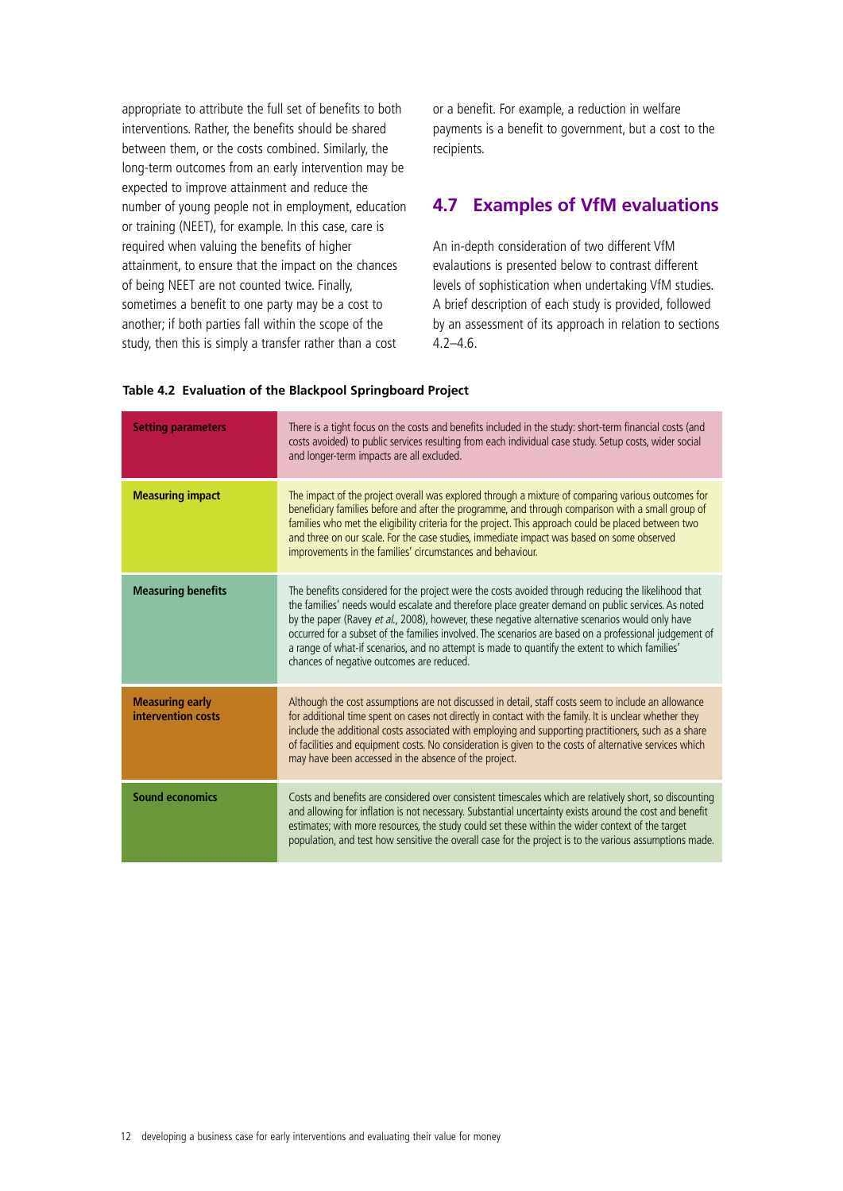appropriate to attribute the full set of benefits to both interventions. Rather, the benefits should be shared between them, or the costs combined. Similarly, the long-term outcomes from an early intervention may be expected to improve attainment and reduce the number of young people not in employment, education or training (NEET), for example. In this case, care is required when valuing the benefits of higher attainment, to ensure that the impact on the chances of being NEET are not counted twice. Finally, sometimes a benefit to one party may be a cost to another; if both parties fall within the scope of the study, then this is simply a transfer rather than a cost or a benefit. For example, a reduction in welfare payments is a benefit to government, but a cost to the recipients.

## 4.7 Examples of VfM evaluations

An in-depth consideration of two different VfM evalautions is presented below to contrast different levels of sophistication when undertaking VfM studies. A brief description of each study is provided, followed by an assessment of its approach in relation to sections 4.2–4.6.

**Table 4.2 Evaluation of the Blackpool Springboard Project**

| | |
|---|---|
| **Setting parameters** | There is a tight focus on the costs and benefits included in the study: short-term financial costs (and costs avoided) to public services resulting from each individual case study. Setup costs, wider social and longer-term impacts are all excluded. |
| **Measuring impact** | The impact of the project overall was explored through a mixture of comparing various outcomes for beneficiary families before and after the programme, and through comparison with a small group of families who met the eligibility criteria for the project. This approach could be placed between two and three on our scale. For the case studies, immediate impact was based on some observed improvements in the families' circumstances and behaviour. |
| **Measuring benefits** | The benefits considered for the project were the costs avoided through reducing the likelihood that the families' needs would escalate and therefore place greater demand on public services. As noted by the paper (Ravey *et al.*, 2008), however, these negative alternative scenarios would only have occurred for a subset of the families involved. The scenarios are based on a professional judgement of a range of what-if scenarios, and no attempt is made to quantify the extent to which families' chances of negative outcomes are reduced. |
| **Measuring early intervention costs** | Although the cost assumptions are not discussed in detail, staff costs seem to include an allowance for additional time spent on cases not directly in contact with the family. It is unclear whether they include the additional costs associated with employing and supporting practitioners, such as a share of facilities and equipment costs. No consideration is given to the costs of alternative services which may have been accessed in the absence of the project. |
| **Sound economics** | Costs and benefits are considered over consistent timescales which are relatively short, so discounting and allowing for inflation is not necessary. Substantial uncertainty exists around the cost and benefit estimates; with more resources, the study could set these within the wider context of the target population, and test how sensitive the overall case for the project is to the various assumptions made. |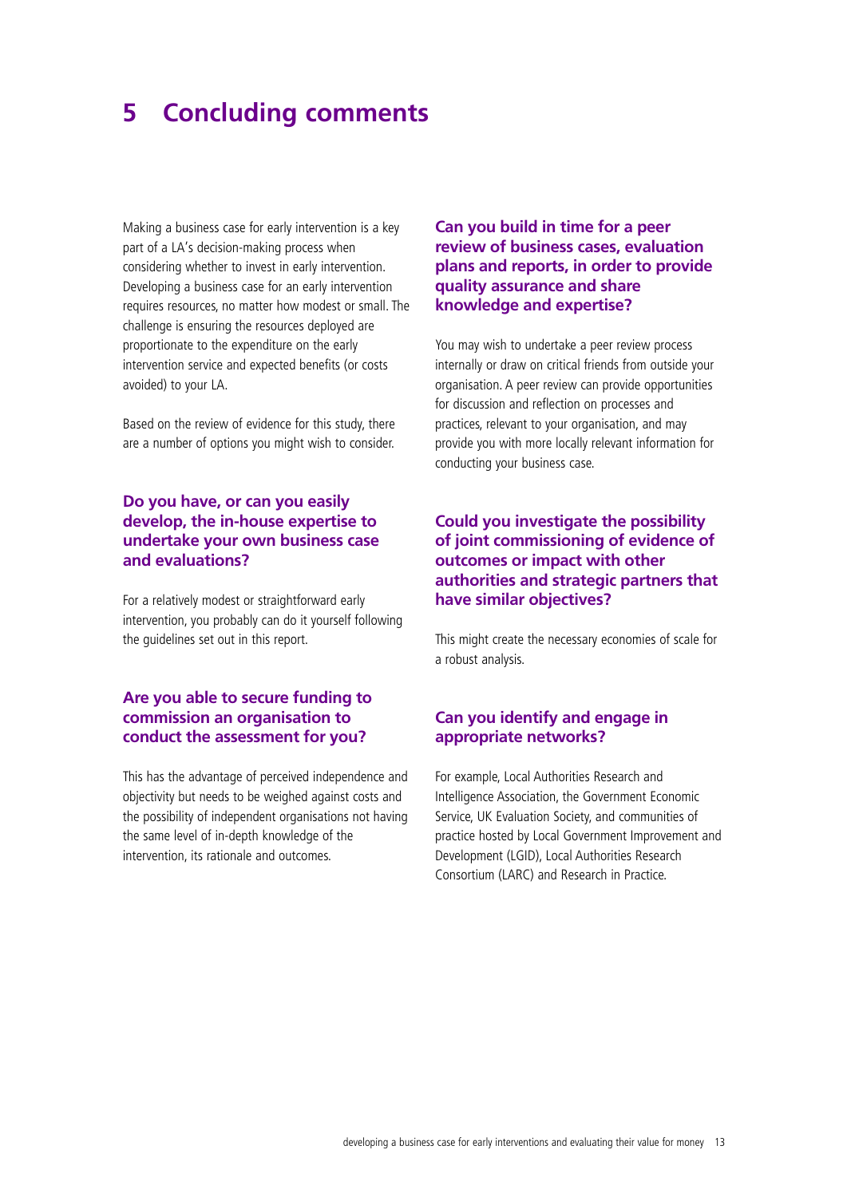# 5 Concluding comments

Making a business case for early intervention is a key part of a LA's decision-making process when considering whether to invest in early intervention. Developing a business case for an early intervention requires resources, no matter how modest or small. The challenge is ensuring the resources deployed are proportionate to the expenditure on the early intervention service and expected benefits (or costs avoided) to your LA.

Based on the review of evidence for this study, there are a number of options you might wish to consider.

### Do you have, or can you easily develop, the in-house expertise to undertake your own business case and evaluations?

For a relatively modest or straightforward early intervention, you probably can do it yourself following the guidelines set out in this report.

### Are you able to secure funding to commission an organisation to conduct the assessment for you?

This has the advantage of perceived independence and objectivity but needs to be weighed against costs and the possibility of independent organisations not having the same level of in-depth knowledge of the intervention, its rationale and outcomes.

### Can you build in time for a peer review of business cases, evaluation plans and reports, in order to provide quality assurance and share knowledge and expertise?

You may wish to undertake a peer review process internally or draw on critical friends from outside your organisation. A peer review can provide opportunities for discussion and reflection on processes and practices, relevant to your organisation, and may provide you with more locally relevant information for conducting your business case.

### Could you investigate the possibility of joint commissioning of evidence of outcomes or impact with other authorities and strategic partners that have similar objectives?

This might create the necessary economies of scale for a robust analysis.

### Can you identify and engage in appropriate networks?

For example, Local Authorities Research and Intelligence Association, the Government Economic Service, UK Evaluation Society, and communities of practice hosted by Local Government Improvement and Development (LGID), Local Authorities Research Consortium (LARC) and Research in Practice.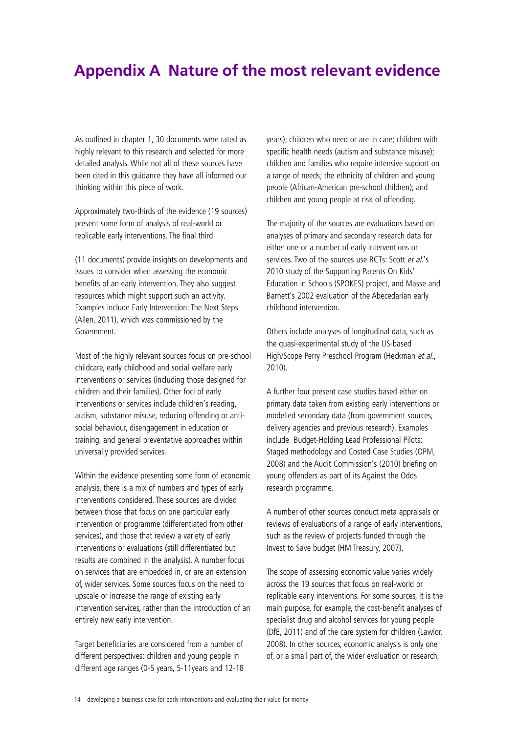# Appendix A Nature of the most relevant evidence

As outlined in chapter 1, 30 documents were rated as highly relevant to this research and selected for more detailed analysis. While not all of these sources have been cited in this guidance they have all informed our thinking within this piece of work.

Approximately two-thirds of the evidence (19 sources) present some form of analysis of real-world or replicable early interventions. The final third

(11 documents) provide insights on developments and issues to consider when assessing the economic benefits of an early intervention. They also suggest resources which might support such an activity. Examples include Early Intervention: The Next Steps (Allen, 2011), which was commissioned by the Government.

Most of the highly relevant sources focus on pre-school childcare, early childhood and social welfare early interventions or services (including those designed for children and their families). Other foci of early interventions or services include children's reading, autism, substance misuse, reducing offending or anti-social behaviour, disengagement in education or training, and general preventative approaches within universally provided services.

Within the evidence presenting some form of economic analysis, there is a mix of numbers and types of early interventions considered. These sources are divided between those that focus on one particular early intervention or programme (differentiated from other services), and those that review a variety of early interventions or evaluations (still differentiated but results are combined in the analysis). A number focus on services that are embedded in, or are an extension of, wider services. Some sources focus on the need to upscale or increase the range of existing early intervention services, rather than the introduction of an entirely new early intervention.

Target beneficiaries are considered from a number of different perspectives: children and young people in different age ranges (0-5 years, 5-11years and 12-18 years); children who need or are in care; children with specific health needs (autism and substance misuse); children and families who require intensive support on a range of needs; the ethnicity of children and young people (African-American pre-school children); and children and young people at risk of offending.

The majority of the sources are evaluations based on analyses of primary and secondary research data for either one or a number of early interventions or services. Two of the sources use RCTs: Scott *et al.*'s 2010 study of the Supporting Parents On Kids' Education in Schools (SPOKES) project, and Masse and Barnett's 2002 evaluation of the Abecedarian early childhood intervention.

Others include analyses of longitudinal data, such as the quasi-experimental study of the US-based High/Scope Perry Preschool Program (Heckman *et al.*, 2010).

A further four present case studies based either on primary data taken from existing early interventions or modelled secondary data (from government sources, delivery agencies and previous research). Examples include Budget-Holding Lead Professional Pilots: Staged methodology and Costed Case Studies (OPM, 2008) and the Audit Commission's (2010) briefing on young offenders as part of its Against the Odds research programme.

A number of other sources conduct meta appraisals or reviews of evaluations of a range of early interventions, such as the review of projects funded through the Invest to Save budget (HM Treasury, 2007).

The scope of assessing economic value varies widely across the 19 sources that focus on real-world or replicable early interventions. For some sources, it is the main purpose, for example, the cost-benefit analyses of specialist drug and alcohol services for young people (DfE, 2011) and of the care system for children (Lawlor, 2008). In other sources, economic analysis is only one of, or a small part of, the wider evaluation or research,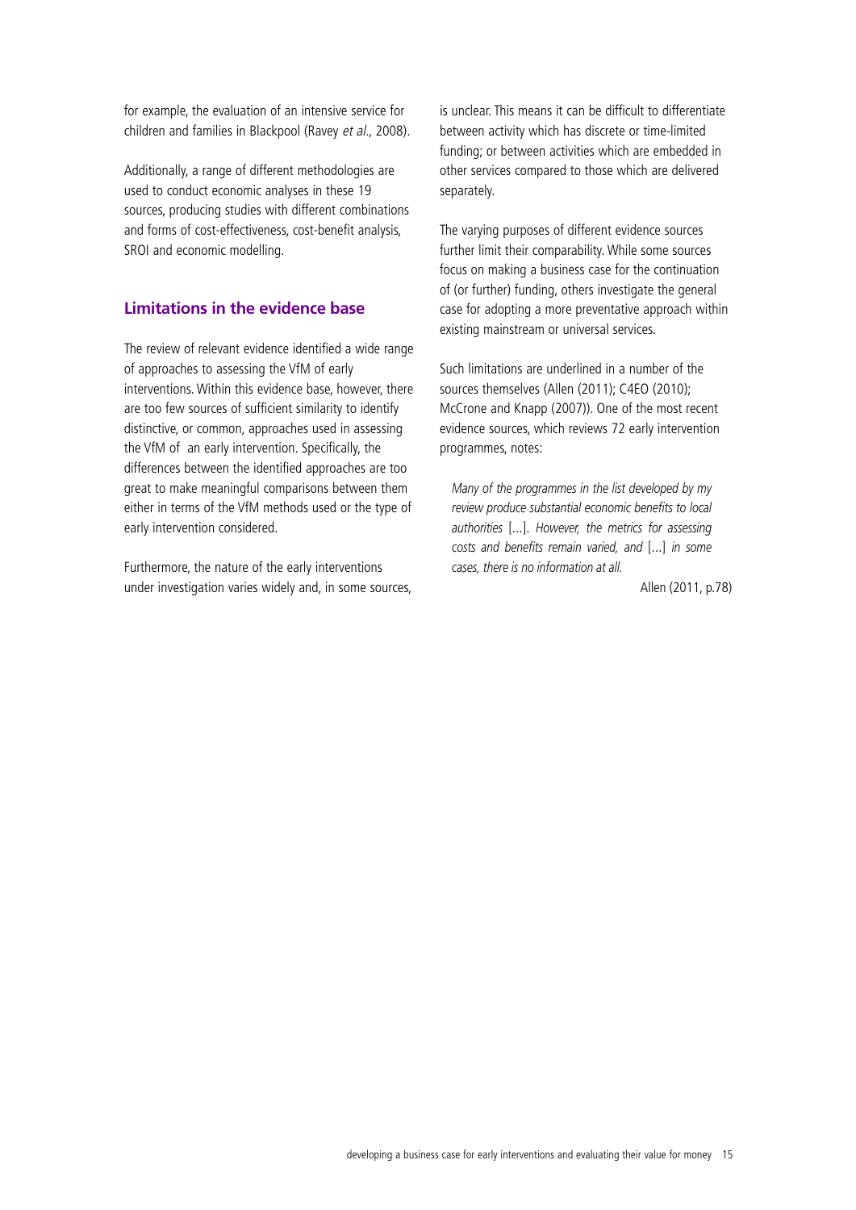for example, the evaluation of an intensive service for children and families in Blackpool (Ravey *et al.*, 2008).

Additionally, a range of different methodologies are used to conduct economic analyses in these 19 sources, producing studies with different combinations and forms of cost-effectiveness, cost-benefit analysis, SROI and economic modelling.

## Limitations in the evidence base

The review of relevant evidence identified a wide range of approaches to assessing the VfM of early interventions. Within this evidence base, however, there are too few sources of sufficient similarity to identify distinctive, or common, approaches used in assessing the VfM of an early intervention. Specifically, the differences between the identified approaches are too great to make meaningful comparisons between them either in terms of the VfM methods used or the type of early intervention considered.

Furthermore, the nature of the early interventions under investigation varies widely and, in some sources, is unclear. This means it can be difficult to differentiate between activity which has discrete or time-limited funding; or between activities which are embedded in other services compared to those which are delivered separately.

The varying purposes of different evidence sources further limit their comparability. While some sources focus on making a business case for the continuation of (or further) funding, others investigate the general case for adopting a more preventative approach within existing mainstream or universal services.

Such limitations are underlined in a number of the sources themselves (Allen (2011); C4EO (2010); McCrone and Knapp (2007)). One of the most recent evidence sources, which reviews 72 early intervention programmes, notes:

> *Many of the programmes in the list developed by my review produce substantial economic benefits to local authorities* [...]. *However, the metrics for assessing costs and benefits remain varied, and* [...] *in some cases, there is no information at all.*
>
> Allen (2011, p.78)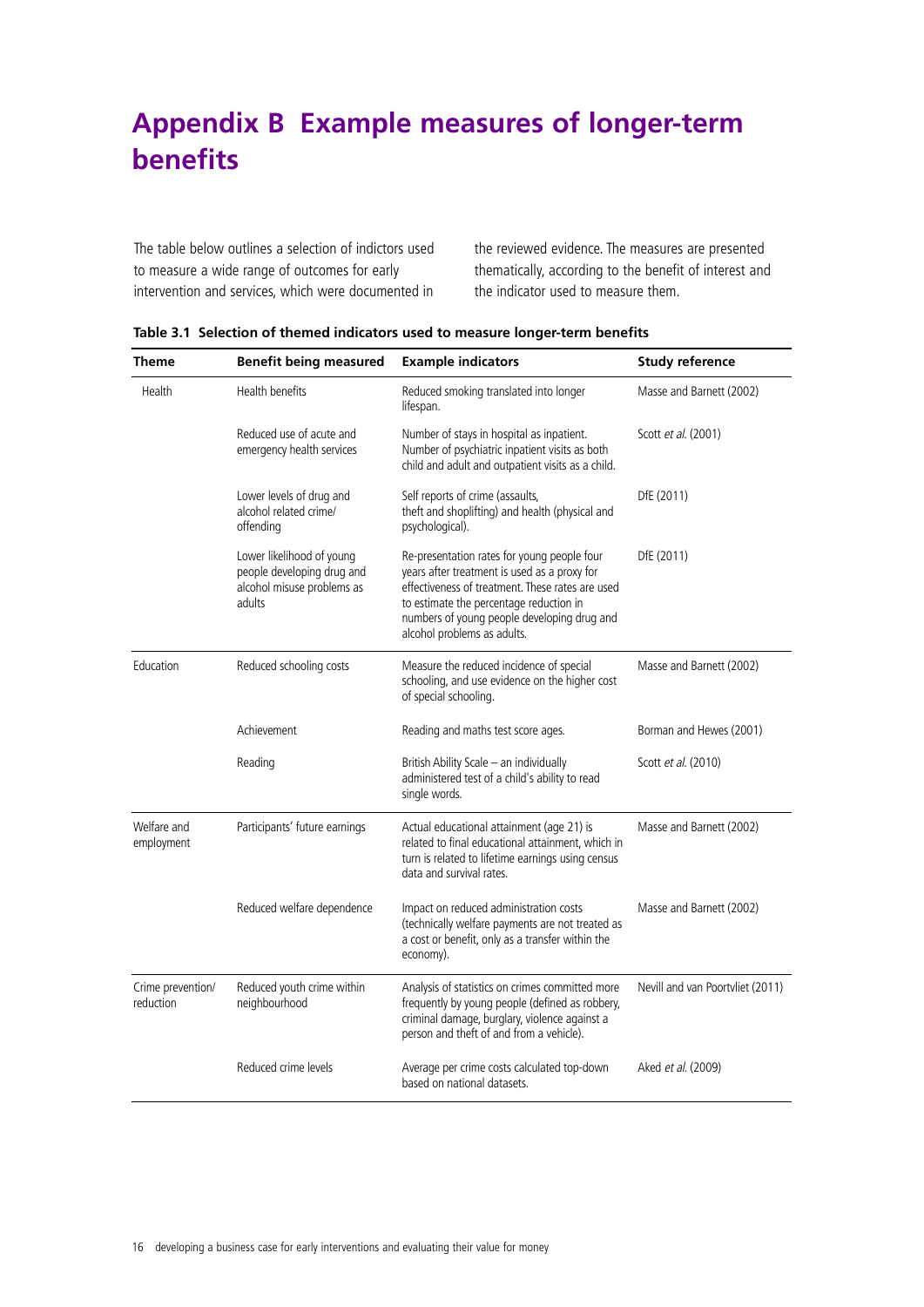# Appendix B Example measures of longer-term benefits

The table below outlines a selection of indictors used to measure a wide range of outcomes for early intervention and services, which were documented in the reviewed evidence. The measures are presented thematically, according to the benefit of interest and the indicator used to measure them.

**Table 3.1 Selection of themed indicators used to measure longer-term benefits**

| Theme | Benefit being measured | Example indicators | Study reference |
|---|---|---|---|
| Health | Health benefits | Reduced smoking translated into longer lifespan. | Masse and Barnett (2002) |
| | Reduced use of acute and emergency health services | Number of stays in hospital as inpatient. Number of psychiatric inpatient visits as both child and adult and outpatient visits as a child. | Scott *et al.* (2001) |
| | Lower levels of drug and alcohol related crime/ offending | Self reports of crime (assaults, theft and shoplifting) and health (physical and psychological). | DfE (2011) |
| | Lower likelihood of young people developing drug and alcohol misuse problems as adults | Re-presentation rates for young people four years after treatment is used as a proxy for effectiveness of treatment. These rates are used to estimate the percentage reduction in numbers of young people developing drug and alcohol problems as adults. | DfE (2011) |
| Education | Reduced schooling costs | Measure the reduced incidence of special schooling, and use evidence on the higher cost of special schooling. | Masse and Barnett (2002) |
| | Achievement | Reading and maths test score ages. | Borman and Hewes (2001) |
| | Reading | British Ability Scale – an individually administered test of a child's ability to read single words. | Scott *et al.* (2010) |
| Welfare and employment | Participants' future earnings | Actual educational attainment (age 21) is related to final educational attainment, which in turn is related to lifetime earnings using census data and survival rates. | Masse and Barnett (2002) |
| | Reduced welfare dependence | Impact on reduced administration costs (technically welfare payments are not treated as a cost or benefit, only as a transfer within the economy). | Masse and Barnett (2002) |
| Crime prevention/ reduction | Reduced youth crime within neighbourhood | Analysis of statistics on crimes committed more frequently by young people (defined as robbery, criminal damage, burglary, violence against a person and theft of and from a vehicle). | Nevill and van Poortvliet (2011) |
| | Reduced crime levels | Average per crime costs calculated top-down based on national datasets. | Aked *et al.* (2009) |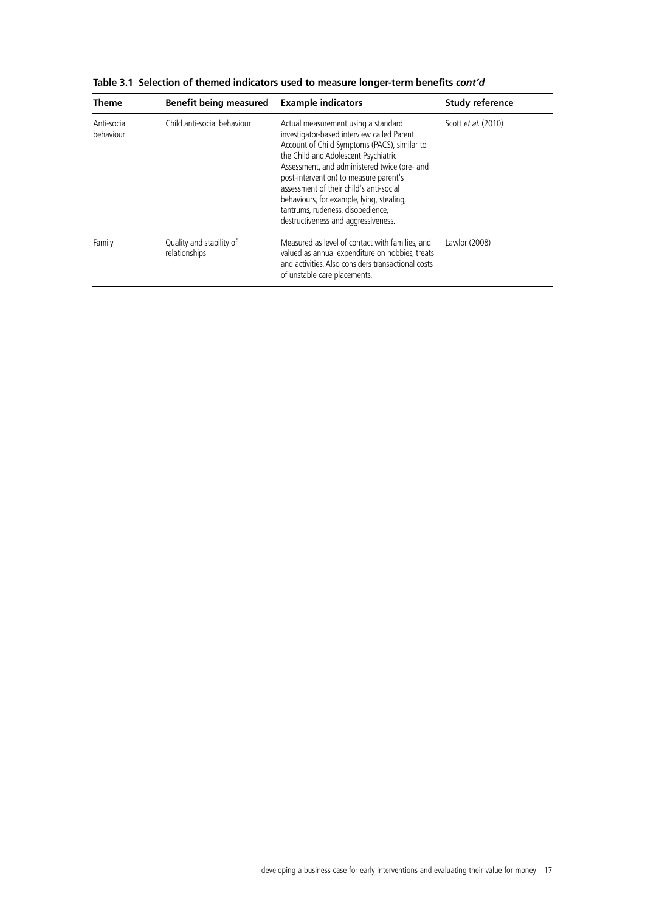**Table 3.1 Selection of themed indicators used to measure longer-term benefits *cont'd***

| Theme | Benefit being measured | Example indicators | Study reference |
|---|---|---|---|
| Anti-social behaviour | Child anti-social behaviour | Actual measurement using a standard investigator-based interview called Parent Account of Child Symptoms (PACS), similar to the Child and Adolescent Psychiatric Assessment, and administered twice (pre- and post-intervention) to measure parent's assessment of their child's anti-social behaviours, for example, lying, stealing, tantrums, rudeness, disobedience, destructiveness and aggressiveness. | Scott *et al.* (2010) |
| Family | Quality and stability of relationships | Measured as level of contact with families, and valued as annual expenditure on hobbies, treats and activities. Also considers transactional costs of unstable care placements. | Lawlor (2008) |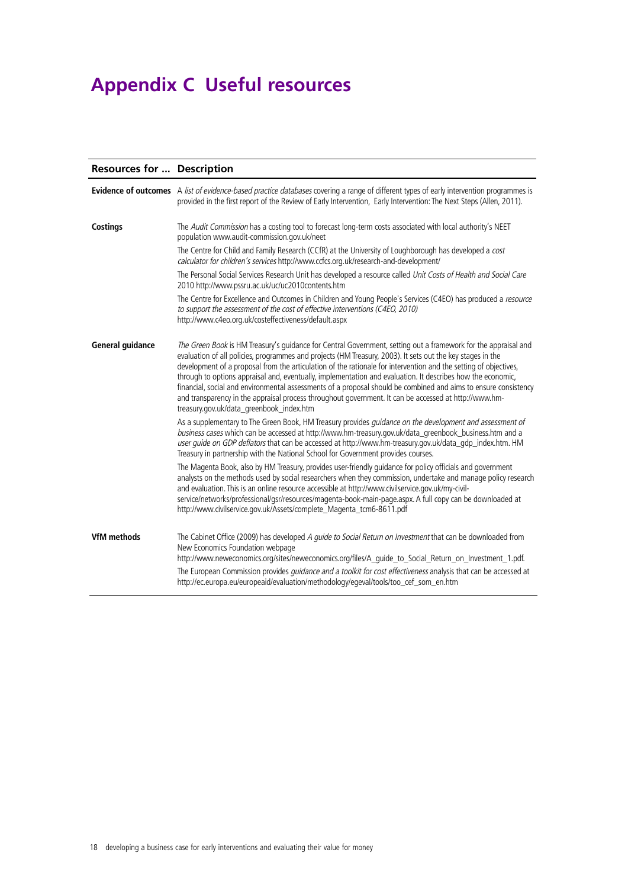# Appendix C Useful resources

| Resources for ... | Description |
|---|---|
| **Evidence of outcomes** | A *list of evidence-based practice databases* covering a range of different types of early intervention programmes is provided in the first report of the Review of Early Intervention, Early Intervention: The Next Steps (Allen, 2011). |
| **Costings** | The *Audit Commission* has a costing tool to forecast long-term costs associated with local authority's NEET population www.audit-commission.gov.uk/neet<br><br>The Centre for Child and Family Research (CCfR) at the University of Loughborough has developed a *cost calculator for children's services* http://www.ccfcs.org.uk/research-and-development/<br><br>The Personal Social Services Research Unit has developed a resource called *Unit Costs of Health and Social Care* 2010 http://www.pssru.ac.uk/uc/uc2010contents.htm<br><br>The Centre for Excellence and Outcomes in Children and Young People's Services (C4EO) has produced a *resource to support the assessment of the cost of effective interventions (C4EO, 2010)* http://www.c4eo.org.uk/costeffectiveness/default.aspx |
| **General guidance** | *The Green Book* is HM Treasury's guidance for Central Government, setting out a framework for the appraisal and evaluation of all policies, programmes and projects (HM Treasury, 2003). It sets out the key stages in the development of a proposal from the articulation of the rationale for intervention and the setting of objectives, through to options appraisal and, eventually, implementation and evaluation. It describes how the economic, financial, social and environmental assessments of a proposal should be combined and aims to ensure consistency and transparency in the appraisal process throughout government. It can be accessed at http://www.hm-treasury.gov.uk/data_greenbook_index.htm<br><br>As a supplementary to The Green Book, HM Treasury provides *guidance on the development and assessment of business cases* which can be accessed at http://www.hm-treasury.gov.uk/data_greenbook_business.htm and a *user guide on GDP deflators* that can be accessed at http://www.hm-treasury.gov.uk/data_gdp_index.htm. HM Treasury in partnership with the National School for Government provides courses.<br><br>The Magenta Book, also by HM Treasury, provides user-friendly guidance for policy officials and government analysts on the methods used by social researchers when they commission, undertake and manage policy research and evaluation. This is an online resource accessible at http://www.civilservice.gov.uk/my-civil-service/networks/professional/gsr/resources/magenta-book-main-page.aspx. A full copy can be downloaded at http://www.civilservice.gov.uk/Assets/complete_Magenta_tcm6-8611.pdf |
| **VfM methods** | The Cabinet Office (2009) has developed *A guide to Social Return on Investment* that can be downloaded from New Economics Foundation webpage http://www.neweconomics.org/sites/neweconomics.org/files/A_guide_to_Social_Return_on_Investment_1.pdf.<br><br>The European Commission provides *guidance and a toolkit for cost effectiveness* analysis that can be accessed at http://ec.europa.eu/europeaid/evaluation/methodology/egeval/tools/too_cef_som_en.htm |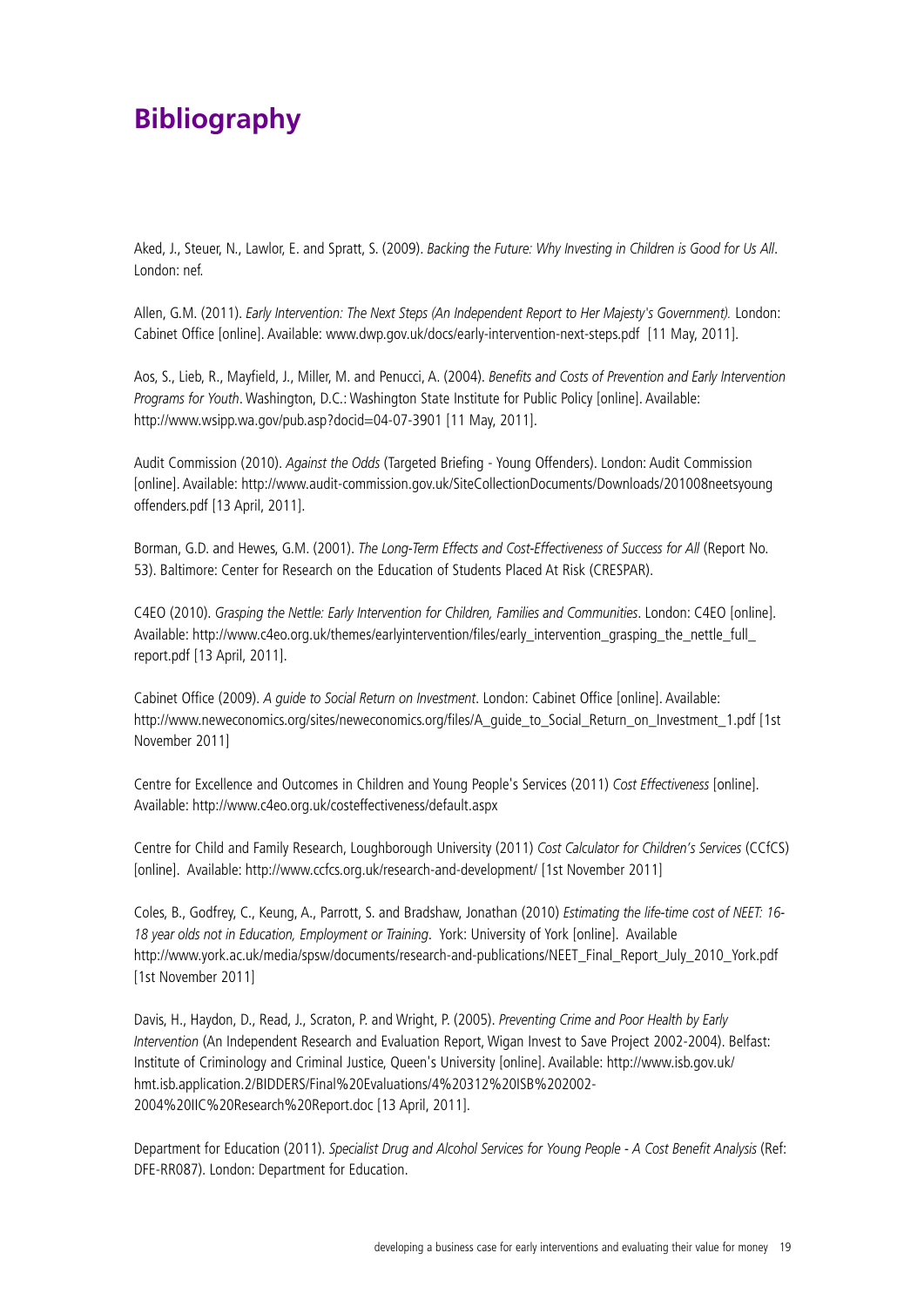# Bibliography

Aked, J., Steuer, N., Lawlor, E. and Spratt, S. (2009). *Backing the Future: Why Investing in Children is Good for Us All*. London: nef.

Allen, G.M. (2011). *Early Intervention: The Next Steps (An Independent Report to Her Majesty's Government).* London: Cabinet Office [online]. Available: www.dwp.gov.uk/docs/early-intervention-next-steps.pdf [11 May, 2011].

Aos, S., Lieb, R., Mayfield, J., Miller, M. and Penucci, A. (2004). *Benefits and Costs of Prevention and Early Intervention Programs for Youth*. Washington, D.C.: Washington State Institute for Public Policy [online]. Available: http://www.wsipp.wa.gov/pub.asp?docid=04-07-3901 [11 May, 2011].

Audit Commission (2010). *Against the Odds* (Targeted Briefing - Young Offenders). London: Audit Commission [online]. Available: http://www.audit-commission.gov.uk/SiteCollectionDocuments/Downloads/201008neetsyoung offenders.pdf [13 April, 2011].

Borman, G.D. and Hewes, G.M. (2001). *The Long-Term Effects and Cost-Effectiveness of Success for All* (Report No. 53). Baltimore: Center for Research on the Education of Students Placed At Risk (CRESPAR).

C4EO (2010). *Grasping the Nettle: Early Intervention for Children, Families and Communities*. London: C4EO [online]. Available: http://www.c4eo.org.uk/themes/earlyintervention/files/early_intervention_grasping_the_nettle_full_report.pdf [13 April, 2011].

Cabinet Office (2009). *A guide to Social Return on Investment*. London: Cabinet Office [online]. Available: http://www.neweconomics.org/sites/neweconomics.org/files/A_guide_to_Social_Return_on_Investment_1.pdf [1st November 2011]

Centre for Excellence and Outcomes in Children and Young People's Services (2011) *Cost Effectiveness* [online]. Available: http://www.c4eo.org.uk/costeffectiveness/default.aspx

Centre for Child and Family Research, Loughborough University (2011) *Cost Calculator for Children's Services* (CCfCS) [online]. Available: http://www.ccfcs.org.uk/research-and-development/ [1st November 2011]

Coles, B., Godfrey, C., Keung, A., Parrott, S. and Bradshaw, Jonathan (2010) *Estimating the life-time cost of NEET: 16-18 year olds not in Education, Employment or Training*. York: University of York [online]. Available http://www.york.ac.uk/media/spsw/documents/research-and-publications/NEET_Final_Report_July_2010_York.pdf [1st November 2011]

Davis, H., Haydon, D., Read, J., Scraton, P. and Wright, P. (2005). *Preventing Crime and Poor Health by Early Intervention* (An Independent Research and Evaluation Report, Wigan Invest to Save Project 2002-2004). Belfast: Institute of Criminology and Criminal Justice, Queen's University [online]. Available: http://www.isb.gov.uk/hmt.isb.application.2/BIDDERS/Final%20Evaluations/4%20312%20ISB%202002-2004%20IIC%20Research%20Report.doc [13 April, 2011].

Department for Education (2011). *Specialist Drug and Alcohol Services for Young People - A Cost Benefit Analysis* (Ref: DFE-RR087). London: Department for Education.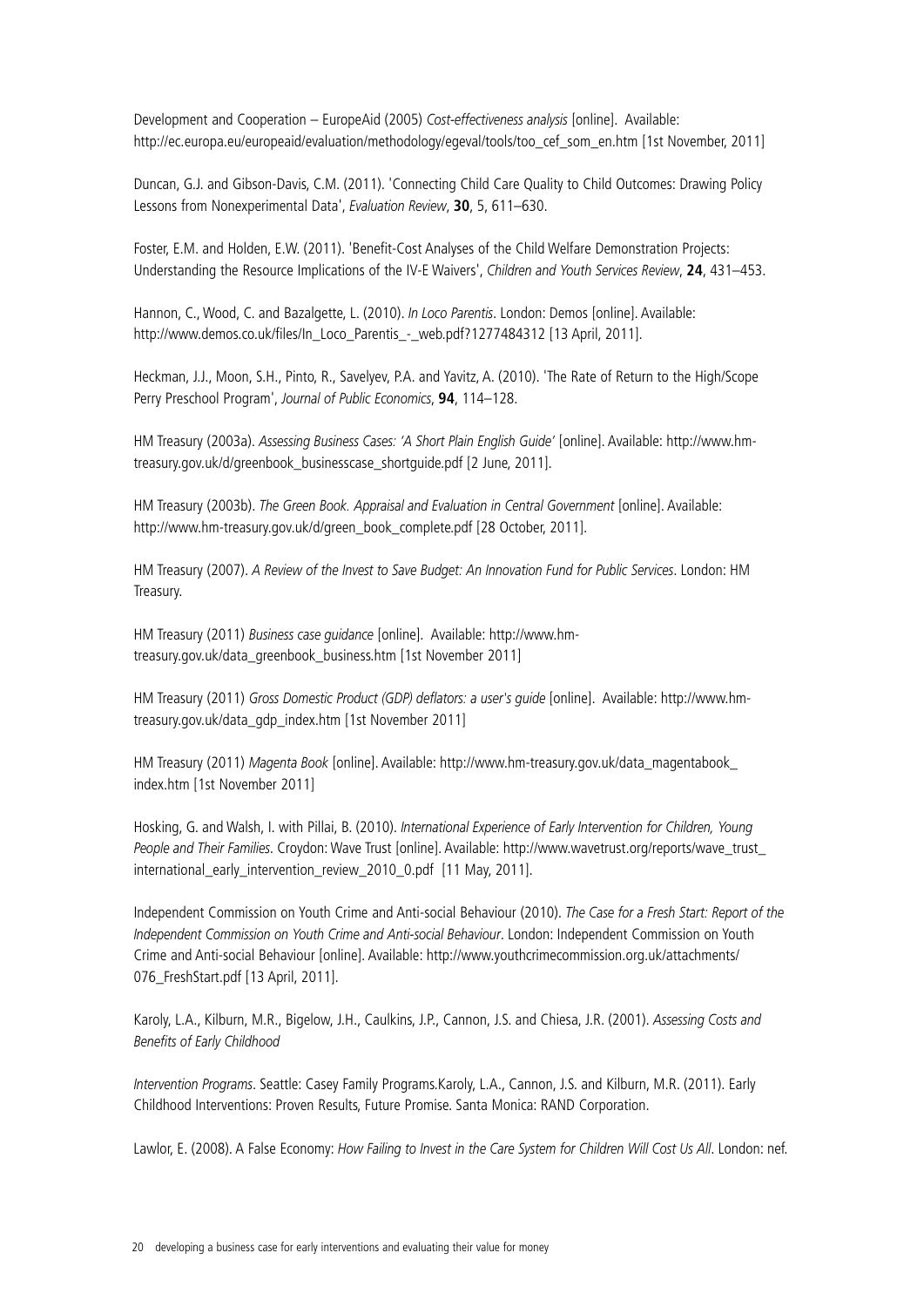Development and Cooperation – EuropeAid (2005) *Cost-effectiveness analysis* [online]. Available: http://ec.europa.eu/europeaid/evaluation/methodology/egeval/tools/too_cef_som_en.htm [1st November, 2011]

Duncan, G.J. and Gibson-Davis, C.M. (2011). 'Connecting Child Care Quality to Child Outcomes: Drawing Policy Lessons from Nonexperimental Data', *Evaluation Review*, **30**, 5, 611–630.

Foster, E.M. and Holden, E.W. (2011). 'Benefit-Cost Analyses of the Child Welfare Demonstration Projects: Understanding the Resource Implications of the IV-E Waivers', *Children and Youth Services Review*, **24**, 431–453.

Hannon, C., Wood, C. and Bazalgette, L. (2010). *In Loco Parentis*. London: Demos [online]. Available: http://www.demos.co.uk/files/In_Loco_Parentis_-_web.pdf?1277484312 [13 April, 2011].

Heckman, J.J., Moon, S.H., Pinto, R., Savelyev, P.A. and Yavitz, A. (2010). 'The Rate of Return to the High/Scope Perry Preschool Program', *Journal of Public Economics*, **94**, 114–128.

HM Treasury (2003a). *Assessing Business Cases: 'A Short Plain English Guide'* [online]. Available: http://www.hm-treasury.gov.uk/d/greenbook_businesscase_shortguide.pdf [2 June, 2011].

HM Treasury (2003b). *The Green Book. Appraisal and Evaluation in Central Government* [online]. Available: http://www.hm-treasury.gov.uk/d/green_book_complete.pdf [28 October, 2011].

HM Treasury (2007). *A Review of the Invest to Save Budget: An Innovation Fund for Public Services*. London: HM Treasury.

HM Treasury (2011) *Business case guidance* [online]. Available: http://www.hm-treasury.gov.uk/data_greenbook_business.htm [1st November 2011]

HM Treasury (2011) *Gross Domestic Product (GDP) deflators: a user's guide* [online]. Available: http://www.hm-treasury.gov.uk/data_gdp_index.htm [1st November 2011]

HM Treasury (2011) *Magenta Book* [online]. Available: http://www.hm-treasury.gov.uk/data_magentabook_index.htm [1st November 2011]

Hosking, G. and Walsh, I. with Pillai, B. (2010). *International Experience of Early Intervention for Children, Young People and Their Families*. Croydon: Wave Trust [online]. Available: http://www.wavetrust.org/reports/wave_trust_international_early_intervention_review_2010_0.pdf [11 May, 2011].

Independent Commission on Youth Crime and Anti-social Behaviour (2010). *The Case for a Fresh Start: Report of the Independent Commission on Youth Crime and Anti-social Behaviour*. London: Independent Commission on Youth Crime and Anti-social Behaviour [online]. Available: http://www.youthcrimecommission.org.uk/attachments/076_FreshStart.pdf [13 April, 2011].

Karoly, L.A., Kilburn, M.R., Bigelow, J.H., Caulkins, J.P., Cannon, J.S. and Chiesa, J.R. (2001). *Assessing Costs and Benefits of Early Childhood*

*Intervention Programs*. Seattle: Casey Family Programs.Karoly, L.A., Cannon, J.S. and Kilburn, M.R. (2011). Early Childhood Interventions: Proven Results, Future Promise. Santa Monica: RAND Corporation.

Lawlor, E. (2008). A False Economy: *How Failing to Invest in the Care System for Children Will Cost Us All*. London: nef.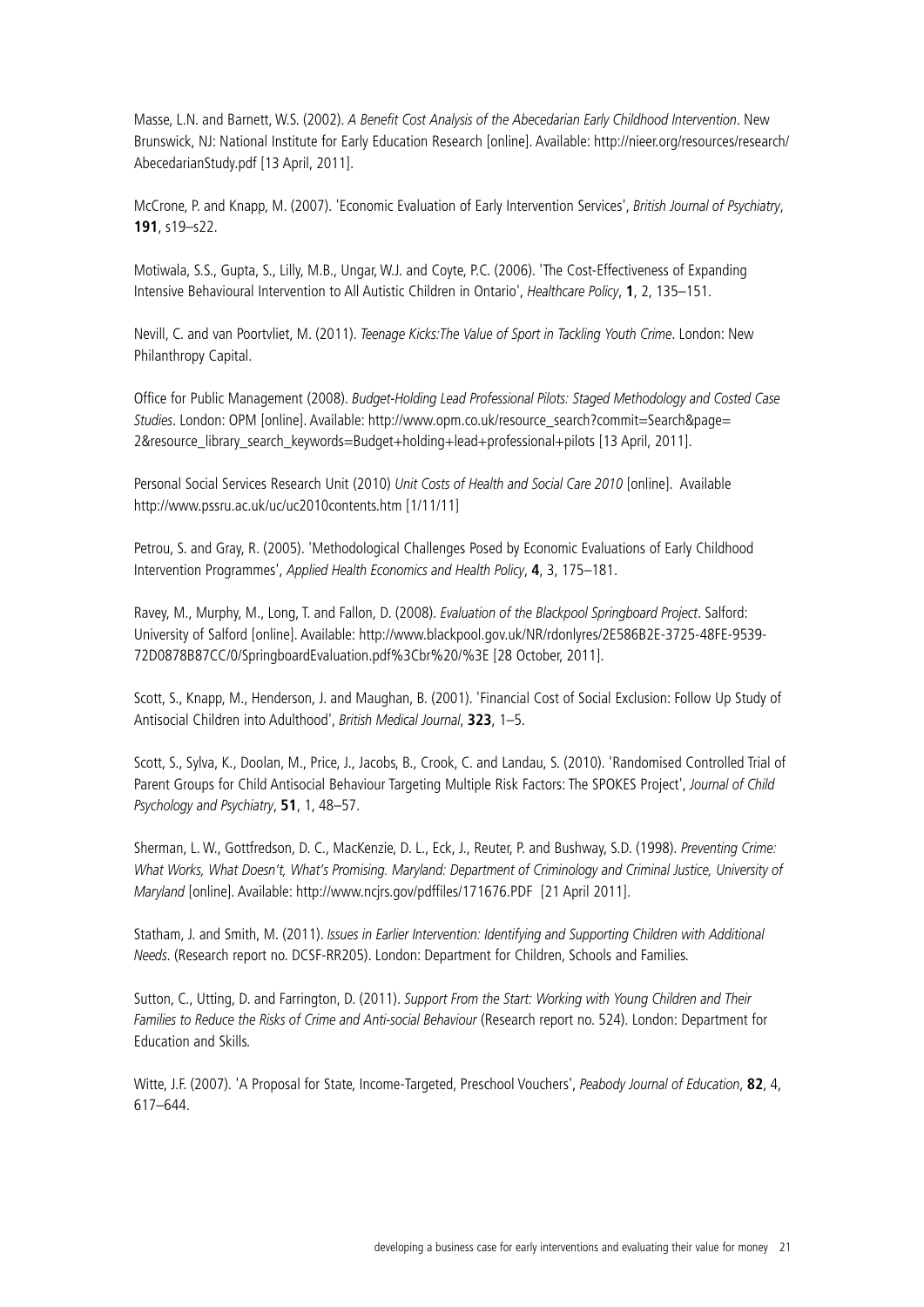Masse, L.N. and Barnett, W.S. (2002). *A Benefit Cost Analysis of the Abecedarian Early Childhood Intervention*. New Brunswick, NJ: National Institute for Early Education Research [online]. Available: http://nieer.org/resources/research/AbecedarianStudy.pdf [13 April, 2011].

McCrone, P. and Knapp, M. (2007). 'Economic Evaluation of Early Intervention Services', *British Journal of Psychiatry*, **191**, s19–s22.

Motiwala, S.S., Gupta, S., Lilly, M.B., Ungar, W.J. and Coyte, P.C. (2006). 'The Cost-Effectiveness of Expanding Intensive Behavioural Intervention to All Autistic Children in Ontario', *Healthcare Policy*, **1**, 2, 135–151.

Nevill, C. and van Poortvliet, M. (2011). *Teenage Kicks:The Value of Sport in Tackling Youth Crime*. London: New Philanthropy Capital.

Office for Public Management (2008). *Budget-Holding Lead Professional Pilots: Staged Methodology and Costed Case Studies*. London: OPM [online]. Available: http://www.opm.co.uk/resource_search?commit=Search&page=2&resource_library_search_keywords=Budget+holding+lead+professional+pilots [13 April, 2011].

Personal Social Services Research Unit (2010) *Unit Costs of Health and Social Care 2010* [online]. Available http://www.pssru.ac.uk/uc/uc2010contents.htm [1/11/11]

Petrou, S. and Gray, R. (2005). 'Methodological Challenges Posed by Economic Evaluations of Early Childhood Intervention Programmes', *Applied Health Economics and Health Policy*, **4**, 3, 175–181.

Ravey, M., Murphy, M., Long, T. and Fallon, D. (2008). *Evaluation of the Blackpool Springboard Project*. Salford: University of Salford [online]. Available: http://www.blackpool.gov.uk/NR/rdonlyres/2E586B2E-3725-48FE-9539-72D0878B87CC/0/SpringboardEvaluation.pdf%3Cbr%20/%3E [28 October, 2011].

Scott, S., Knapp, M., Henderson, J. and Maughan, B. (2001). 'Financial Cost of Social Exclusion: Follow Up Study of Antisocial Children into Adulthood', *British Medical Journal*, **323**, 1–5.

Scott, S., Sylva, K., Doolan, M., Price, J., Jacobs, B., Crook, C. and Landau, S. (2010). 'Randomised Controlled Trial of Parent Groups for Child Antisocial Behaviour Targeting Multiple Risk Factors: The SPOKES Project', *Journal of Child Psychology and Psychiatry*, **51**, 1, 48–57.

Sherman, L. W., Gottfredson, D. C., MacKenzie, D. L., Eck, J., Reuter, P. and Bushway, S.D. (1998). *Preventing Crime: What Works, What Doesn't, What's Promising. Maryland: Department of Criminology and Criminal Justice, University of Maryland* [online]. Available: http://www.ncjrs.gov/pdffiles/171676.PDF [21 April 2011].

Statham, J. and Smith, M. (2011). *Issues in Earlier Intervention: Identifying and Supporting Children with Additional Needs*. (Research report no. DCSF-RR205). London: Department for Children, Schools and Families.

Sutton, C., Utting, D. and Farrington, D. (2011). *Support From the Start: Working with Young Children and Their Families to Reduce the Risks of Crime and Anti-social Behaviour* (Research report no. 524). London: Department for Education and Skills.

Witte, J.F. (2007). 'A Proposal for State, Income-Targeted, Preschool Vouchers', *Peabody Journal of Education*, **82**, 4, 617–644.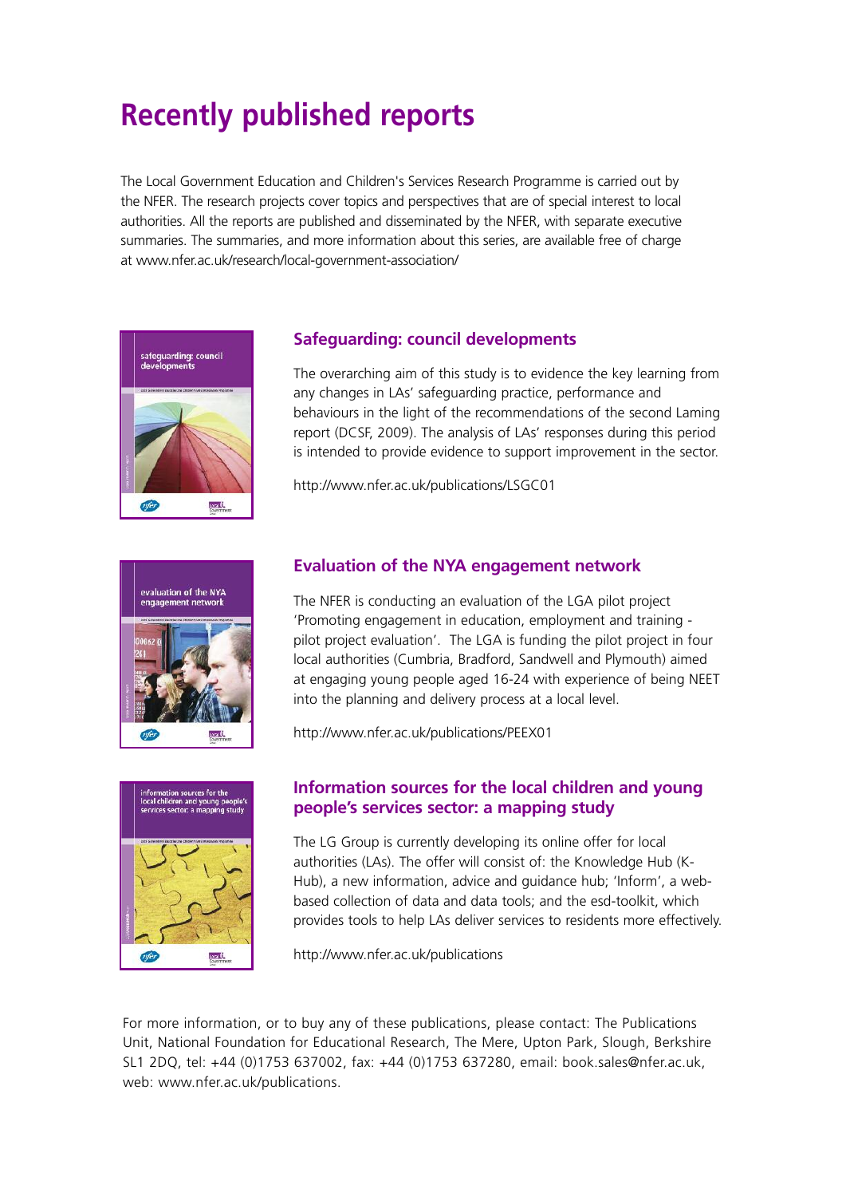# Recently published reports

The Local Government Education and Children's Services Research Programme is carried out by the NFER. The research projects cover topics and perspectives that are of special interest to local authorities. All the reports are published and disseminated by the NFER, with separate executive summaries. The summaries, and more information about this series, are available free of charge at www.nfer.ac.uk/research/local-government-association/

## Safeguarding: council developments

The overarching aim of this study is to evidence the key learning from any changes in LAs' safeguarding practice, performance and behaviours in the light of the recommendations of the second Laming report (DCSF, 2009). The analysis of LAs' responses during this period is intended to provide evidence to support improvement in the sector.

http://www.nfer.ac.uk/publications/LSGC01

## Evaluation of the NYA engagement network

The NFER is conducting an evaluation of the LGA pilot project 'Promoting engagement in education, employment and training - pilot project evaluation'. The LGA is funding the pilot project in four local authorities (Cumbria, Bradford, Sandwell and Plymouth) aimed at engaging young people aged 16-24 with experience of being NEET into the planning and delivery process at a local level.

http://www.nfer.ac.uk/publications/PEEX01

## Information sources for the local children and young people's services sector: a mapping study

The LG Group is currently developing its online offer for local authorities (LAs). The offer will consist of: the Knowledge Hub (K-Hub), a new information, advice and guidance hub; 'Inform', a web-based collection of data and data tools; and the esd-toolkit, which provides tools to help LAs deliver services to residents more effectively.

http://www.nfer.ac.uk/publications

For more information, or to buy any of these publications, please contact: The Publications Unit, National Foundation for Educational Research, The Mere, Upton Park, Slough, Berkshire SL1 2DQ, tel: +44 (0)1753 637002, fax: +44 (0)1753 637280, email: book.sales@nfer.ac.uk, web: www.nfer.ac.uk/publications.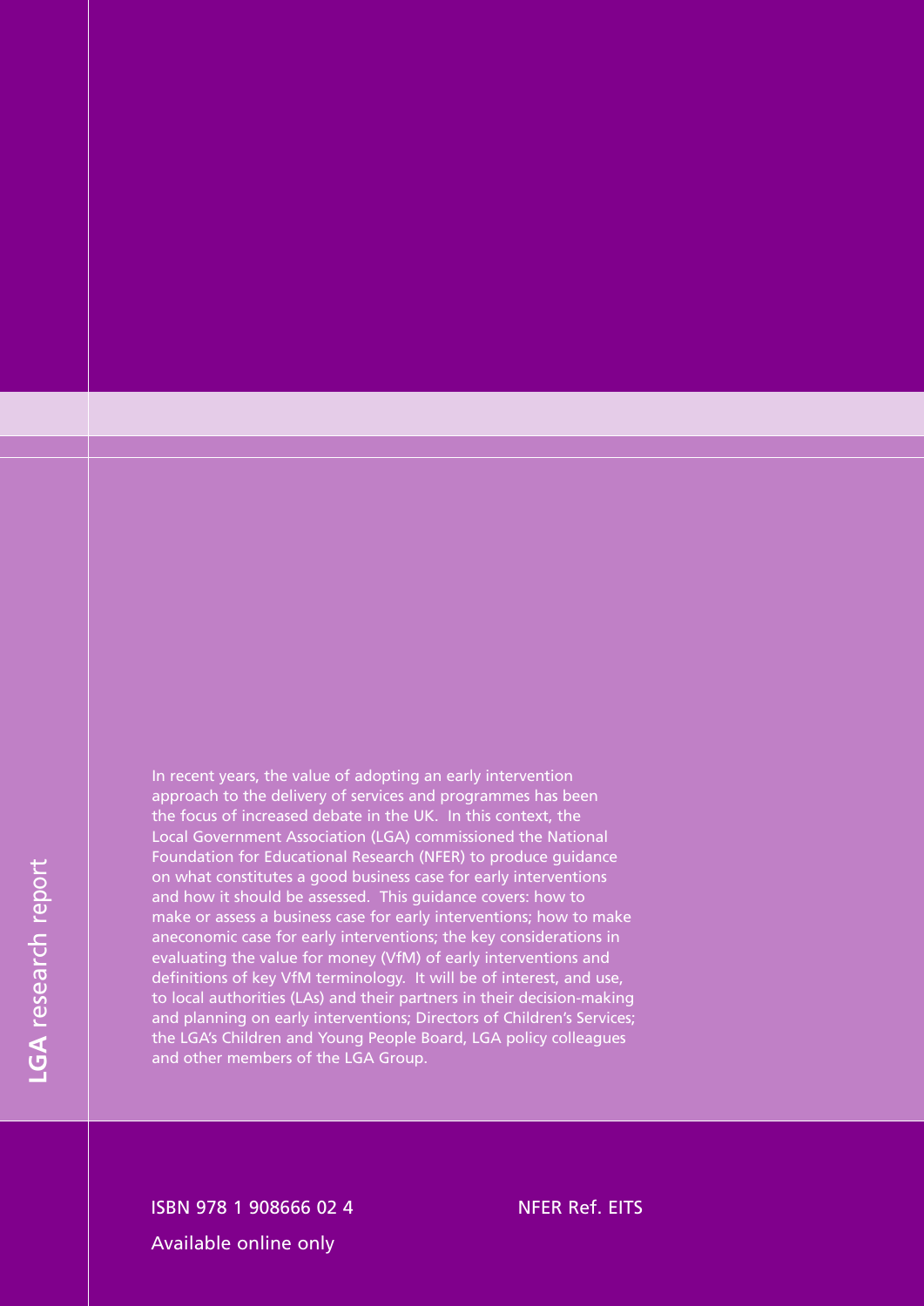**LGA** research report

In recent years, the value of adopting an early intervention approach to the delivery of services and programmes has been the focus of increased debate in the UK. In this context, the Local Government Association (LGA) commissioned the National Foundation for Educational Research (NFER) to produce guidance on what constitutes a good business case for early interventions and how it should be assessed. This guidance covers: how to make or assess a business case for early interventions; how to make aneconomic case for early interventions; the key considerations in evaluating the value for money (VfM) of early interventions and definitions of key VfM terminology. It will be of interest, and use, to local authorities (LAs) and their partners in their decision-making and planning on early interventions; Directors of Children's Services; the LGA's Children and Young People Board, LGA policy colleagues and other members of the LGA Group.

ISBN 978 1 908666 02 4

NFER Ref. EITS

Available online only